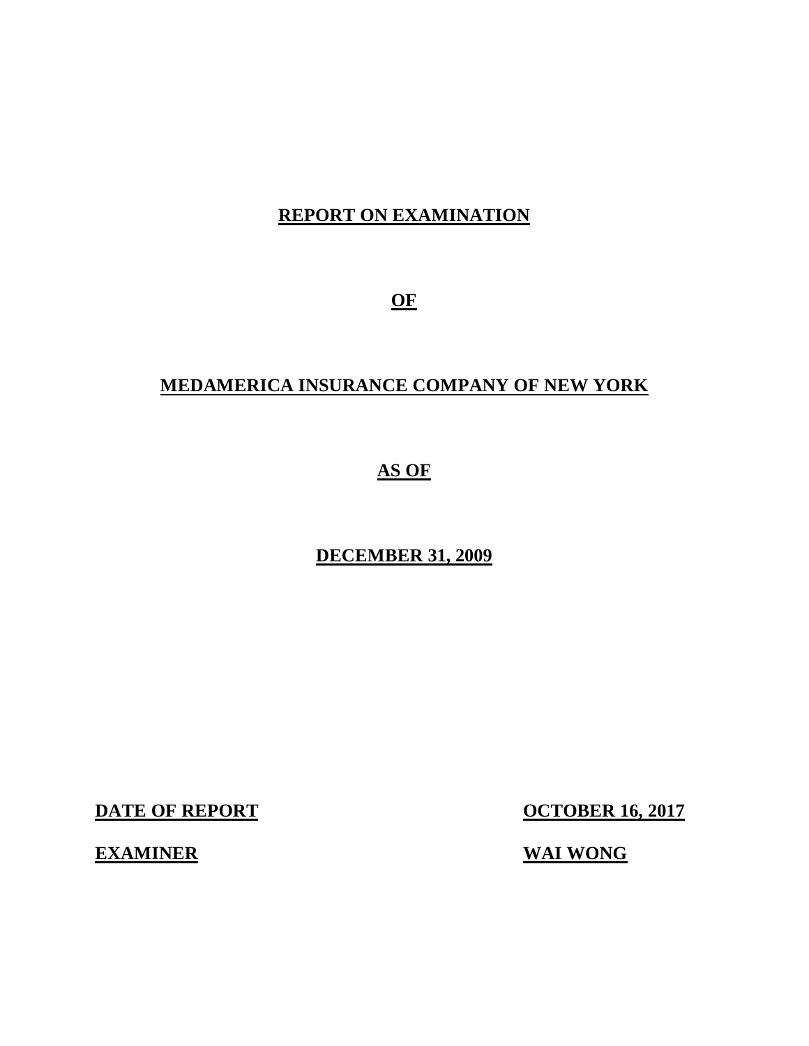# REPORT ON EXAMINATION

# OF

# MEDAMERICA INSURANCE COMPANY OF NEW YORK

# AS OF

# DECEMBER 31, 2009

| | |
|---|---|
| **DATE OF REPORT** | **OCTOBER 16, 2017** |
| **EXAMINER** | **WAI WONG** |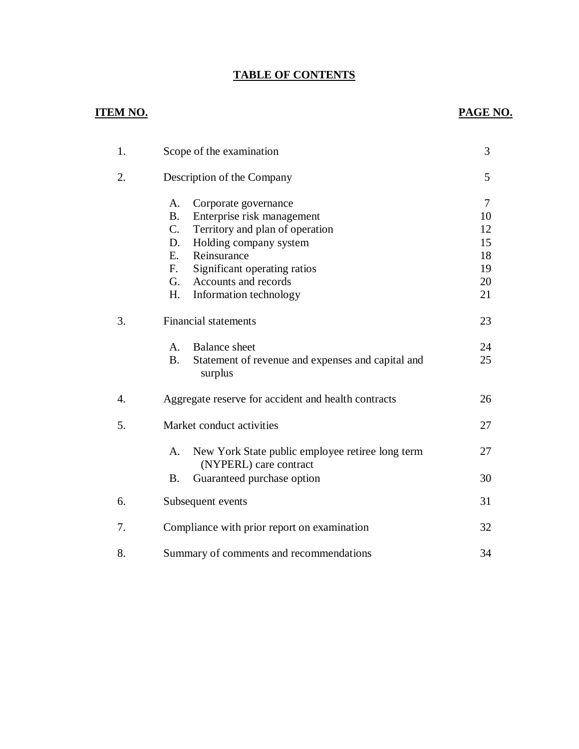# TABLE OF CONTENTS

| ITEM NO. | | PAGE NO. |
|---|---|---|
| 1. | Scope of the examination | 3 |
| 2. | Description of the Company | 5 |
| | A. Corporate governance | 7 |
| | B. Enterprise risk management | 10 |
| | C. Territory and plan of operation | 12 |
| | D. Holding company system | 15 |
| | E. Reinsurance | 18 |
| | F. Significant operating ratios | 19 |
| | G. Accounts and records | 20 |
| | H. Information technology | 21 |
| 3. | Financial statements | 23 |
| | A. Balance sheet | 24 |
| | B. Statement of revenue and expenses and capital and surplus | 25 |
| 4. | Aggregate reserve for accident and health contracts | 26 |
| 5. | Market conduct activities | 27 |
| | A. New York State public employee retiree long term (NYPERL) care contract | 27 |
| | B. Guaranteed purchase option | 30 |
| 6. | Subsequent events | 31 |
| 7. | Compliance with prior report on examination | 32 |
| 8. | Summary of comments and recommendations | 34 |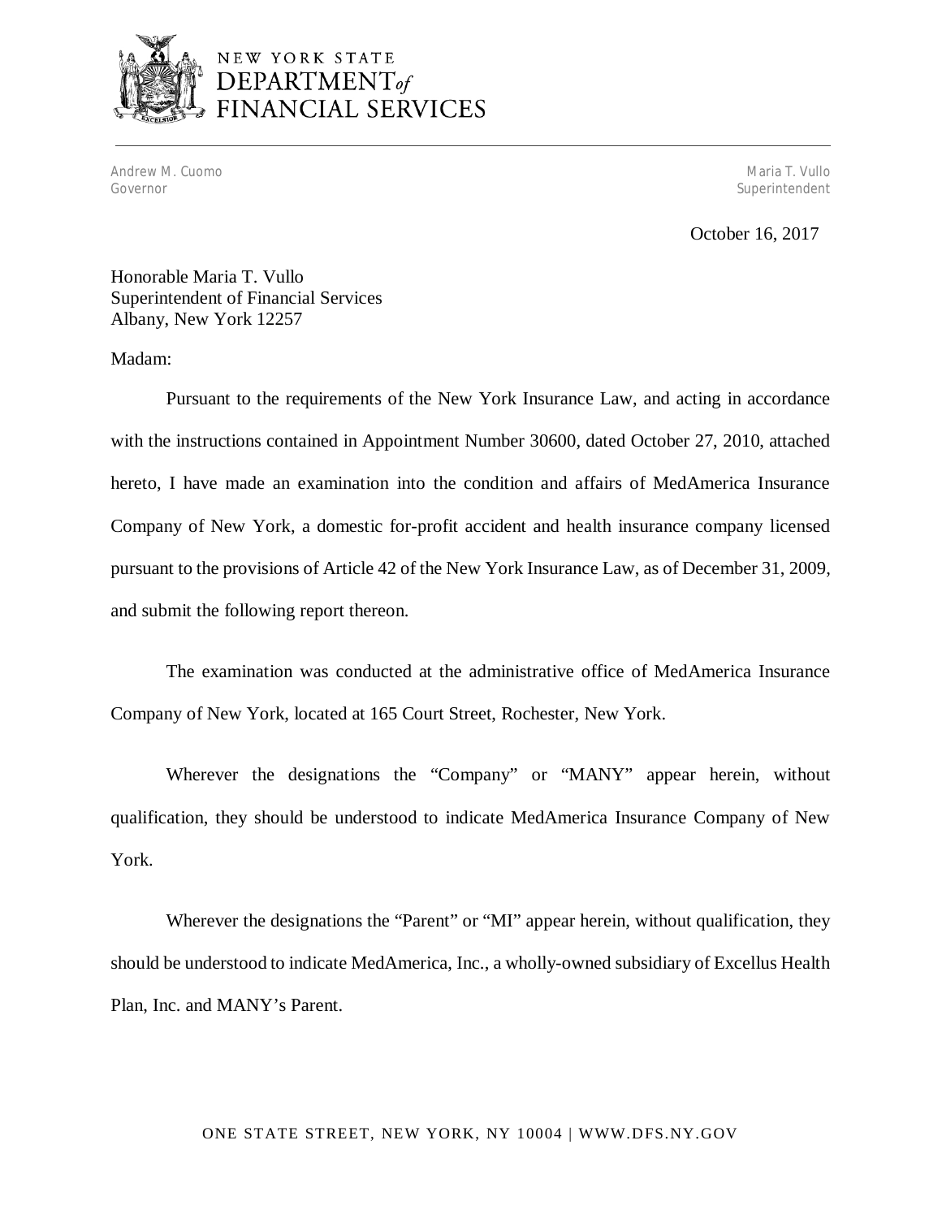NEW YORK STATE
DEPARTMENT of
FINANCIAL SERVICES

Andrew M. Cuomo
Governor

Maria T. Vullo
Superintendent

October 16, 2017

Honorable Maria T. Vullo
Superintendent of Financial Services
Albany, New York 12257

Madam:

Pursuant to the requirements of the New York Insurance Law, and acting in accordance with the instructions contained in Appointment Number 30600, dated October 27, 2010, attached hereto, I have made an examination into the condition and affairs of MedAmerica Insurance Company of New York, a domestic for-profit accident and health insurance company licensed pursuant to the provisions of Article 42 of the New York Insurance Law, as of December 31, 2009, and submit the following report thereon.

The examination was conducted at the administrative office of MedAmerica Insurance Company of New York, located at 165 Court Street, Rochester, New York.

Wherever the designations the "Company" or "MANY" appear herein, without qualification, they should be understood to indicate MedAmerica Insurance Company of New York.

Wherever the designations the "Parent" or "MI" appear herein, without qualification, they should be understood to indicate MedAmerica, Inc., a wholly-owned subsidiary of Excellus Health Plan, Inc. and MANY's Parent.

ONE STATE STREET, NEW YORK, NY 10004 | WWW.DFS.NY.GOV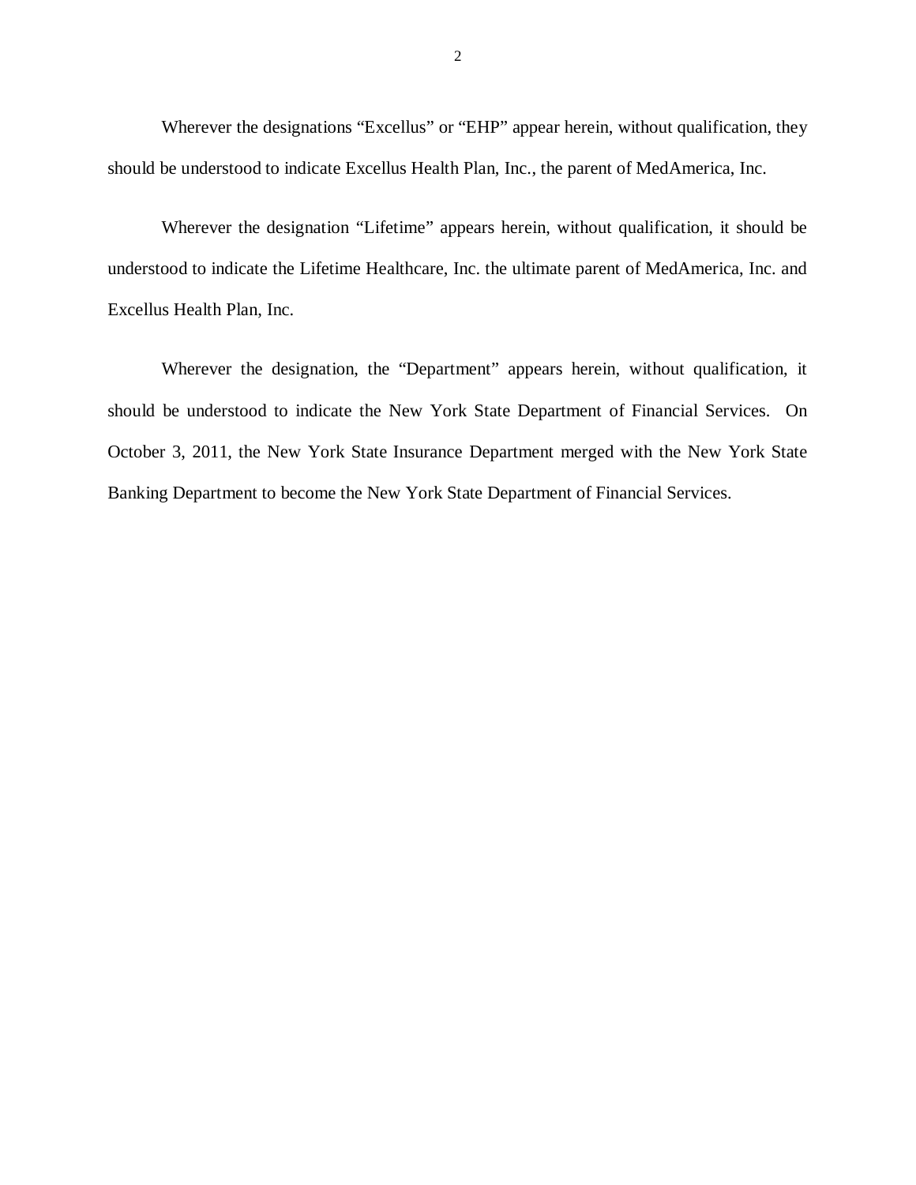Wherever the designations “Excellus” or “EHP” appear herein, without qualification, they should be understood to indicate Excellus Health Plan, Inc., the parent of MedAmerica, Inc.

Wherever the designation “Lifetime” appears herein, without qualification, it should be understood to indicate the Lifetime Healthcare, Inc. the ultimate parent of MedAmerica, Inc. and Excellus Health Plan, Inc.

Wherever the designation, the “Department” appears herein, without qualification, it should be understood to indicate the New York State Department of Financial Services. On October 3, 2011, the New York State Insurance Department merged with the New York State Banking Department to become the New York State Department of Financial Services.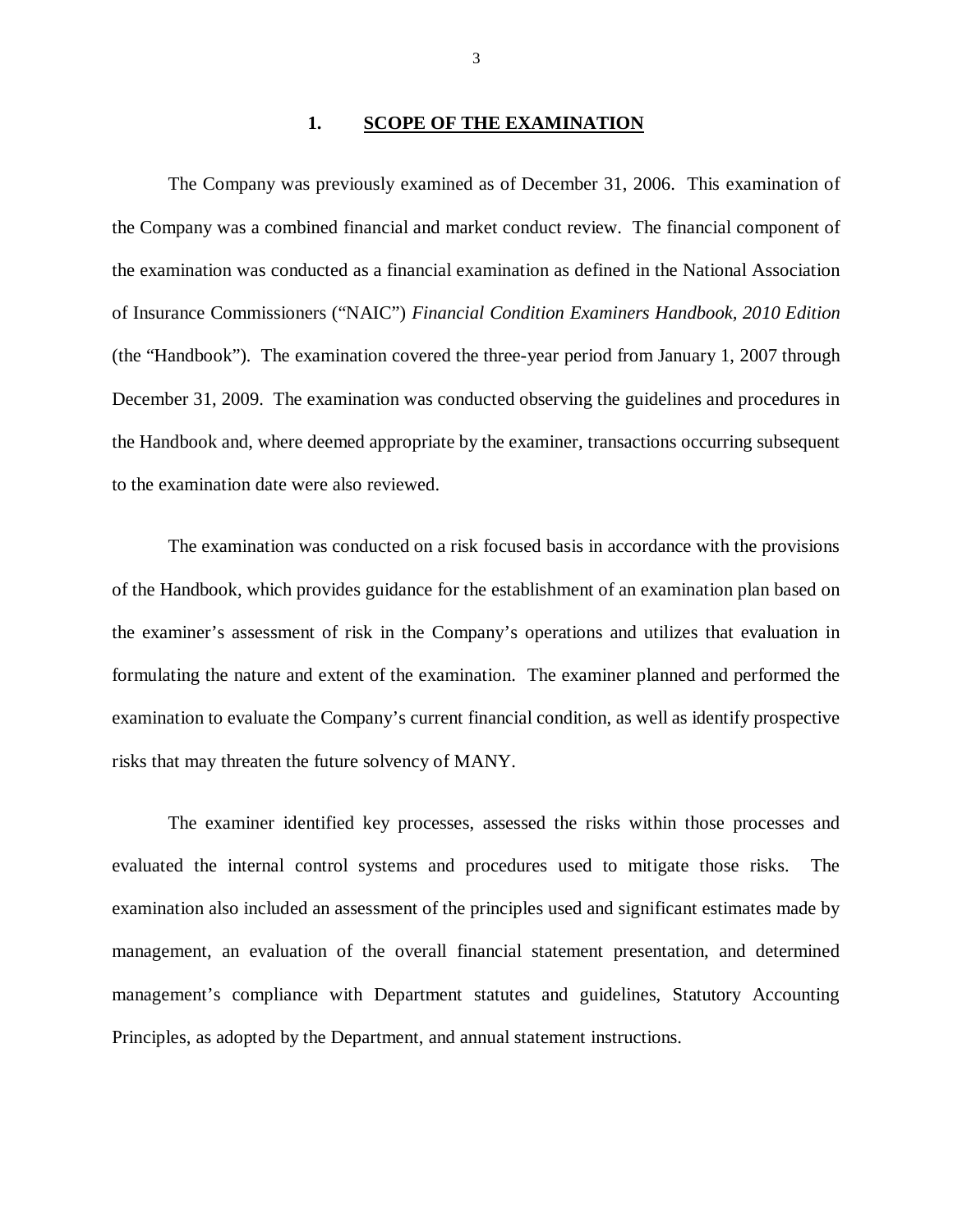# 1. SCOPE OF THE EXAMINATION

The Company was previously examined as of December 31, 2006. This examination of the Company was a combined financial and market conduct review. The financial component of the examination was conducted as a financial examination as defined in the National Association of Insurance Commissioners ("NAIC") *Financial Condition Examiners Handbook, 2010 Edition* (the "Handbook"). The examination covered the three-year period from January 1, 2007 through December 31, 2009. The examination was conducted observing the guidelines and procedures in the Handbook and, where deemed appropriate by the examiner, transactions occurring subsequent to the examination date were also reviewed.

The examination was conducted on a risk focused basis in accordance with the provisions of the Handbook, which provides guidance for the establishment of an examination plan based on the examiner's assessment of risk in the Company's operations and utilizes that evaluation in formulating the nature and extent of the examination. The examiner planned and performed the examination to evaluate the Company's current financial condition, as well as identify prospective risks that may threaten the future solvency of MANY.

The examiner identified key processes, assessed the risks within those processes and evaluated the internal control systems and procedures used to mitigate those risks. The examination also included an assessment of the principles used and significant estimates made by management, an evaluation of the overall financial statement presentation, and determined management's compliance with Department statutes and guidelines, Statutory Accounting Principles, as adopted by the Department, and annual statement instructions.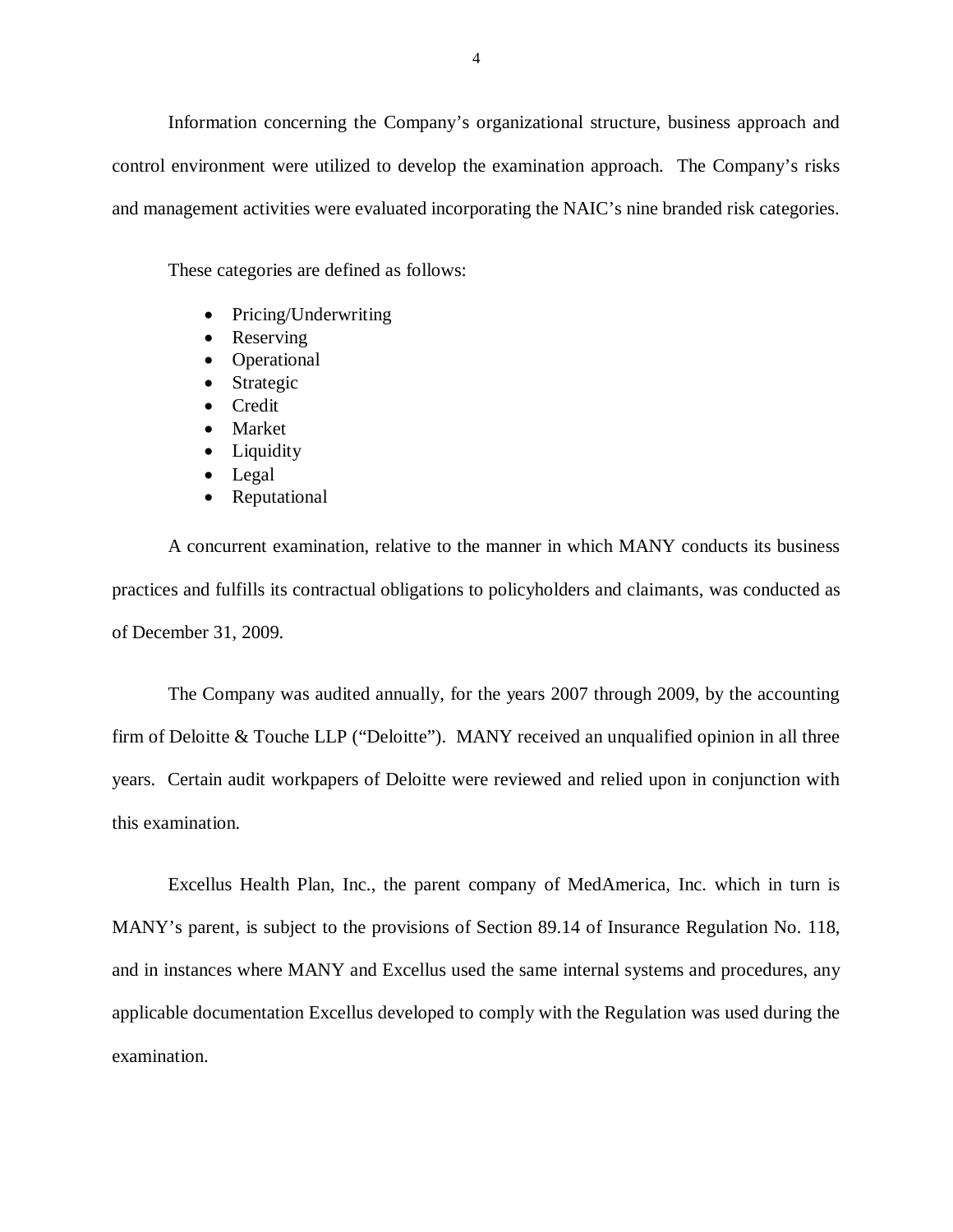Information concerning the Company's organizational structure, business approach and control environment were utilized to develop the examination approach. The Company's risks and management activities were evaluated incorporating the NAIC's nine branded risk categories.

These categories are defined as follows:

- Pricing/Underwriting
- Reserving
- Operational
- Strategic
- Credit
- Market
- Liquidity
- Legal
- Reputational

A concurrent examination, relative to the manner in which MANY conducts its business practices and fulfills its contractual obligations to policyholders and claimants, was conducted as of December 31, 2009.

The Company was audited annually, for the years 2007 through 2009, by the accounting firm of Deloitte & Touche LLP ("Deloitte"). MANY received an unqualified opinion in all three years. Certain audit workpapers of Deloitte were reviewed and relied upon in conjunction with this examination.

Excellus Health Plan, Inc., the parent company of MedAmerica, Inc. which in turn is MANY's parent, is subject to the provisions of Section 89.14 of Insurance Regulation No. 118, and in instances where MANY and Excellus used the same internal systems and procedures, any applicable documentation Excellus developed to comply with the Regulation was used during the examination.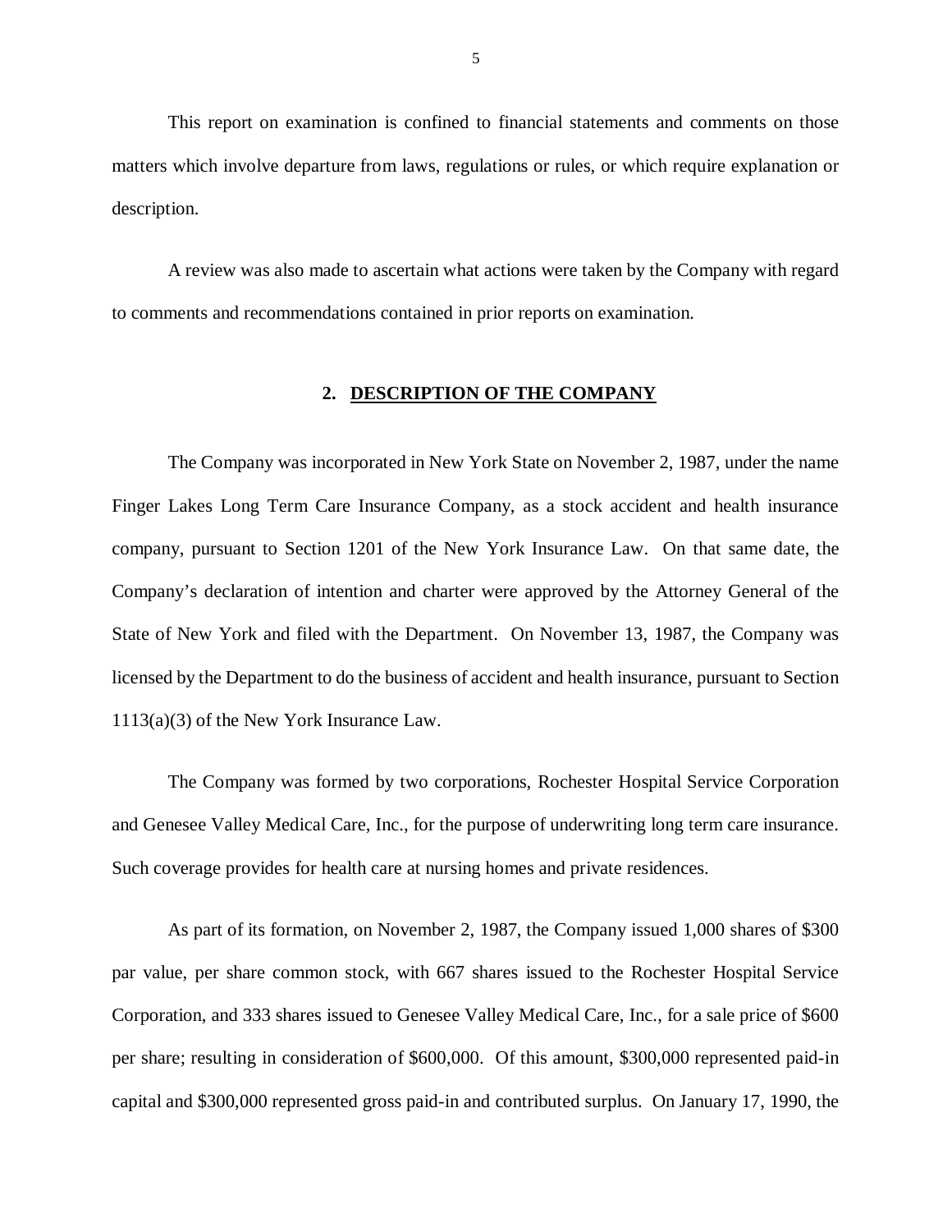This report on examination is confined to financial statements and comments on those matters which involve departure from laws, regulations or rules, or which require explanation or description.

A review was also made to ascertain what actions were taken by the Company with regard to comments and recommendations contained in prior reports on examination.

## 2. DESCRIPTION OF THE COMPANY

The Company was incorporated in New York State on November 2, 1987, under the name Finger Lakes Long Term Care Insurance Company, as a stock accident and health insurance company, pursuant to Section 1201 of the New York Insurance Law. On that same date, the Company's declaration of intention and charter were approved by the Attorney General of the State of New York and filed with the Department. On November 13, 1987, the Company was licensed by the Department to do the business of accident and health insurance, pursuant to Section 1113(a)(3) of the New York Insurance Law.

The Company was formed by two corporations, Rochester Hospital Service Corporation and Genesee Valley Medical Care, Inc., for the purpose of underwriting long term care insurance. Such coverage provides for health care at nursing homes and private residences.

As part of its formation, on November 2, 1987, the Company issued 1,000 shares of $300 par value, per share common stock, with 667 shares issued to the Rochester Hospital Service Corporation, and 333 shares issued to Genesee Valley Medical Care, Inc., for a sale price of $600 per share; resulting in consideration of $600,000. Of this amount, $300,000 represented paid-in capital and $300,000 represented gross paid-in and contributed surplus. On January 17, 1990, the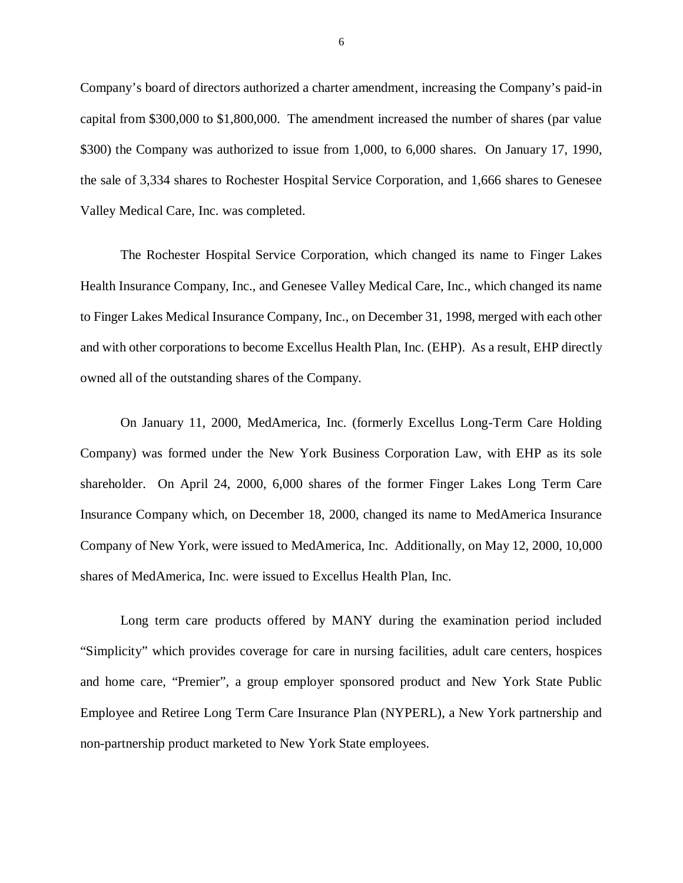Company's board of directors authorized a charter amendment, increasing the Company's paid-in capital from $300,000 to $1,800,000. The amendment increased the number of shares (par value $300) the Company was authorized to issue from 1,000, to 6,000 shares. On January 17, 1990, the sale of 3,334 shares to Rochester Hospital Service Corporation, and 1,666 shares to Genesee Valley Medical Care, Inc. was completed.

The Rochester Hospital Service Corporation, which changed its name to Finger Lakes Health Insurance Company, Inc., and Genesee Valley Medical Care, Inc., which changed its name to Finger Lakes Medical Insurance Company, Inc., on December 31, 1998, merged with each other and with other corporations to become Excellus Health Plan, Inc. (EHP). As a result, EHP directly owned all of the outstanding shares of the Company.

On January 11, 2000, MedAmerica, Inc. (formerly Excellus Long-Term Care Holding Company) was formed under the New York Business Corporation Law, with EHP as its sole shareholder. On April 24, 2000, 6,000 shares of the former Finger Lakes Long Term Care Insurance Company which, on December 18, 2000, changed its name to MedAmerica Insurance Company of New York, were issued to MedAmerica, Inc. Additionally, on May 12, 2000, 10,000 shares of MedAmerica, Inc. were issued to Excellus Health Plan, Inc.

Long term care products offered by MANY during the examination period included "Simplicity" which provides coverage for care in nursing facilities, adult care centers, hospices and home care, "Premier", a group employer sponsored product and New York State Public Employee and Retiree Long Term Care Insurance Plan (NYPERL), a New York partnership and non-partnership product marketed to New York State employees.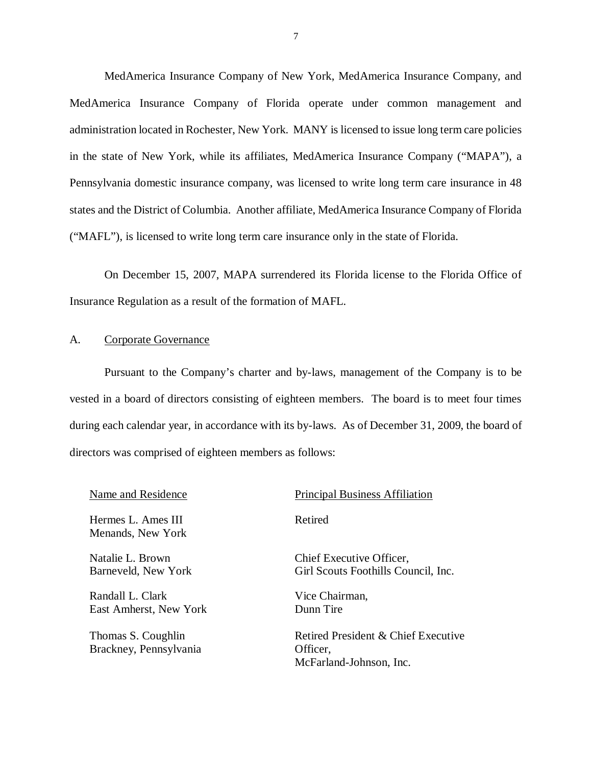MedAmerica Insurance Company of New York, MedAmerica Insurance Company, and MedAmerica Insurance Company of Florida operate under common management and administration located in Rochester, New York. MANY is licensed to issue long term care policies in the state of New York, while its affiliates, MedAmerica Insurance Company ("MAPA"), a Pennsylvania domestic insurance company, was licensed to write long term care insurance in 48 states and the District of Columbia. Another affiliate, MedAmerica Insurance Company of Florida ("MAFL"), is licensed to write long term care insurance only in the state of Florida.

On December 15, 2007, MAPA surrendered its Florida license to the Florida Office of Insurance Regulation as a result of the formation of MAFL.

## A. Corporate Governance

Pursuant to the Company's charter and by-laws, management of the Company is to be vested in a board of directors consisting of eighteen members. The board is to meet four times during each calendar year, in accordance with its by-laws. As of December 31, 2009, the board of directors was comprised of eighteen members as follows:

| Name and Residence | Principal Business Affiliation |
|---|---|
| Hermes L. Ames III<br>Menands, New York | Retired |
| Natalie L. Brown<br>Barneveld, New York | Chief Executive Officer,<br>Girl Scouts Foothills Council, Inc. |
| Randall L. Clark<br>East Amherst, New York | Vice Chairman,<br>Dunn Tire |
| Thomas S. Coughlin<br>Brackney, Pennsylvania | Retired President & Chief Executive Officer,<br>McFarland-Johnson, Inc. |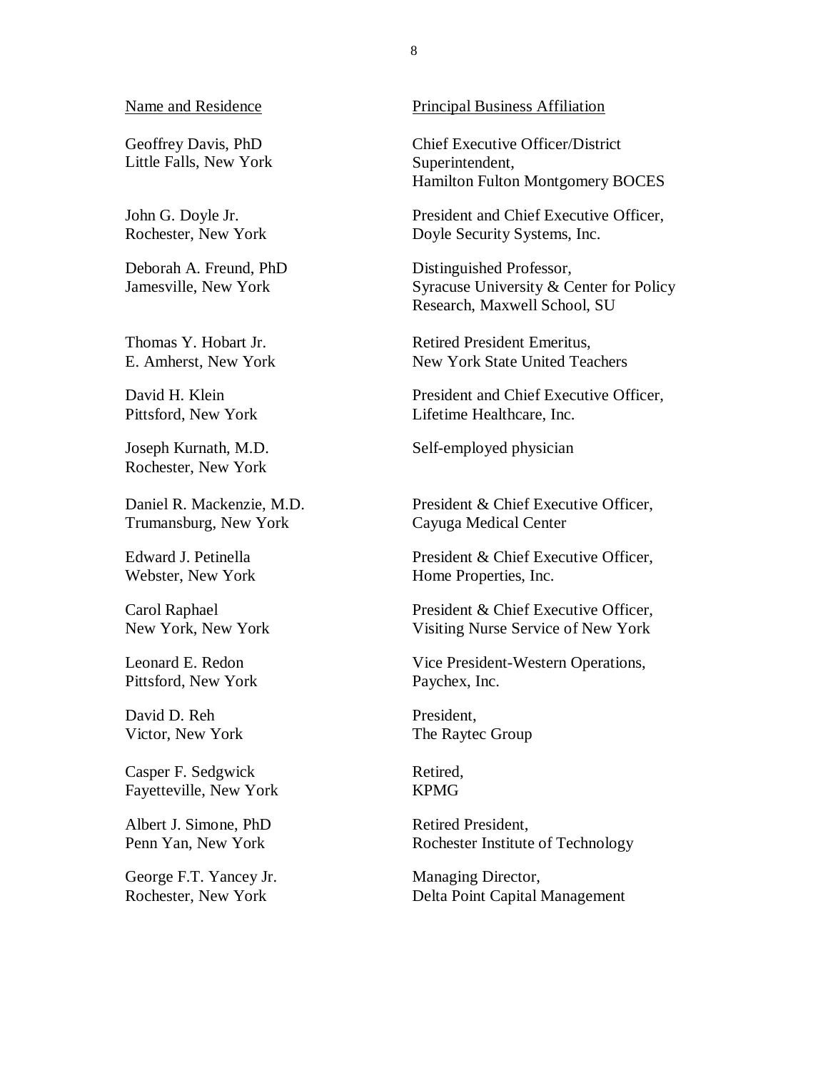| Name and Residence | Principal Business Affiliation |
|---|---|
| Geoffrey Davis, PhD<br>Little Falls, New York | Chief Executive Officer/District Superintendent,<br>Hamilton Fulton Montgomery BOCES |
| John G. Doyle Jr.<br>Rochester, New York | President and Chief Executive Officer,<br>Doyle Security Systems, Inc. |
| Deborah A. Freund, PhD<br>Jamesville, New York | Distinguished Professor,<br>Syracuse University & Center for Policy Research, Maxwell School, SU |
| Thomas Y. Hobart Jr.<br>E. Amherst, New York | Retired President Emeritus,<br>New York State United Teachers |
| David H. Klein<br>Pittsford, New York | President and Chief Executive Officer,<br>Lifetime Healthcare, Inc. |
| Joseph Kurnath, M.D.<br>Rochester, New York | Self-employed physician |
| Daniel R. Mackenzie, M.D.<br>Trumansburg, New York | President & Chief Executive Officer,<br>Cayuga Medical Center |
| Edward J. Petinella<br>Webster, New York | President & Chief Executive Officer,<br>Home Properties, Inc. |
| Carol Raphael<br>New York, New York | President & Chief Executive Officer,<br>Visiting Nurse Service of New York |
| Leonard E. Redon<br>Pittsford, New York | Vice President-Western Operations,<br>Paychex, Inc. |
| David D. Reh<br>Victor, New York | President,<br>The Raytec Group |
| Casper F. Sedgwick<br>Fayetteville, New York | Retired,<br>KPMG |
| Albert J. Simone, PhD<br>Penn Yan, New York | Retired President,<br>Rochester Institute of Technology |
| George F.T. Yancey Jr.<br>Rochester, New York | Managing Director,<br>Delta Point Capital Management |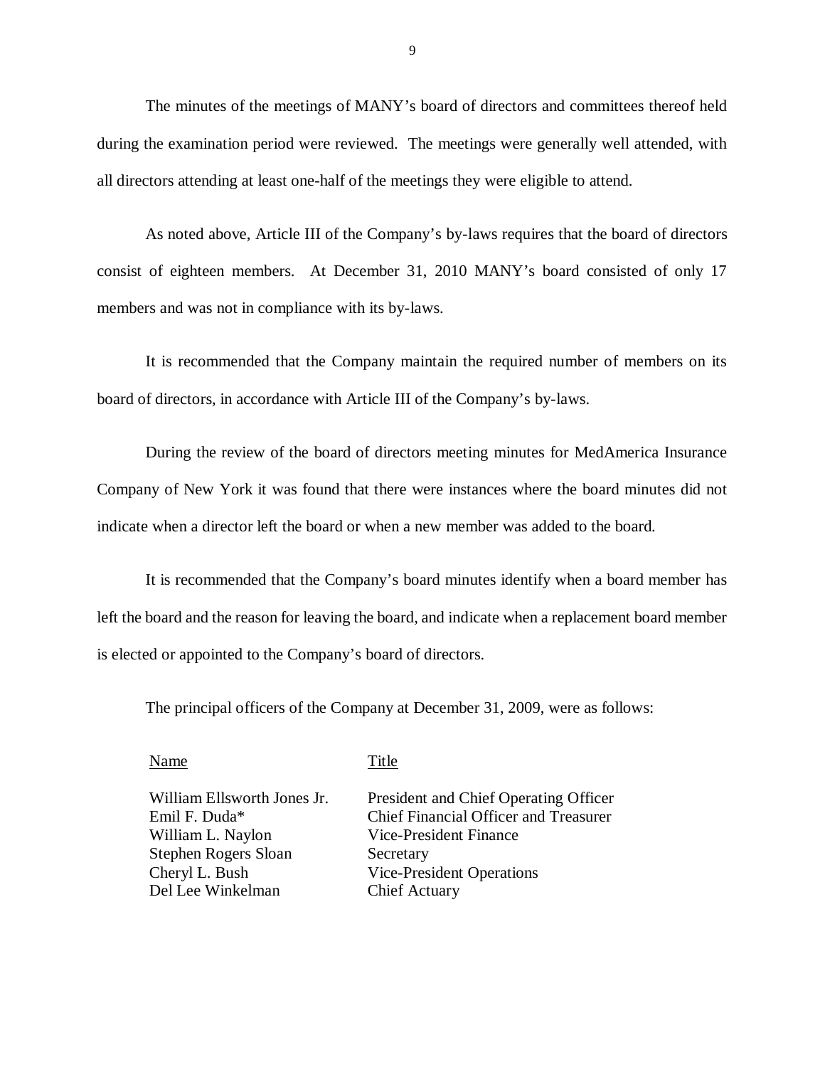The minutes of the meetings of MANY's board of directors and committees thereof held during the examination period were reviewed. The meetings were generally well attended, with all directors attending at least one-half of the meetings they were eligible to attend.

As noted above, Article III of the Company's by-laws requires that the board of directors consist of eighteen members. At December 31, 2010 MANY's board consisted of only 17 members and was not in compliance with its by-laws.

It is recommended that the Company maintain the required number of members on its board of directors, in accordance with Article III of the Company's by-laws.

During the review of the board of directors meeting minutes for MedAmerica Insurance Company of New York it was found that there were instances where the board minutes did not indicate when a director left the board or when a new member was added to the board.

It is recommended that the Company's board minutes identify when a board member has left the board and the reason for leaving the board, and indicate when a replacement board member is elected or appointed to the Company's board of directors.

The principal officers of the Company at December 31, 2009, were as follows:

| Name | Title |
|---|---|
| William Ellsworth Jones Jr. | President and Chief Operating Officer |
| Emil F. Duda* | Chief Financial Officer and Treasurer |
| William L. Naylon | Vice-President Finance |
| Stephen Rogers Sloan | Secretary |
| Cheryl L. Bush | Vice-President Operations |
| Del Lee Winkelman | Chief Actuary |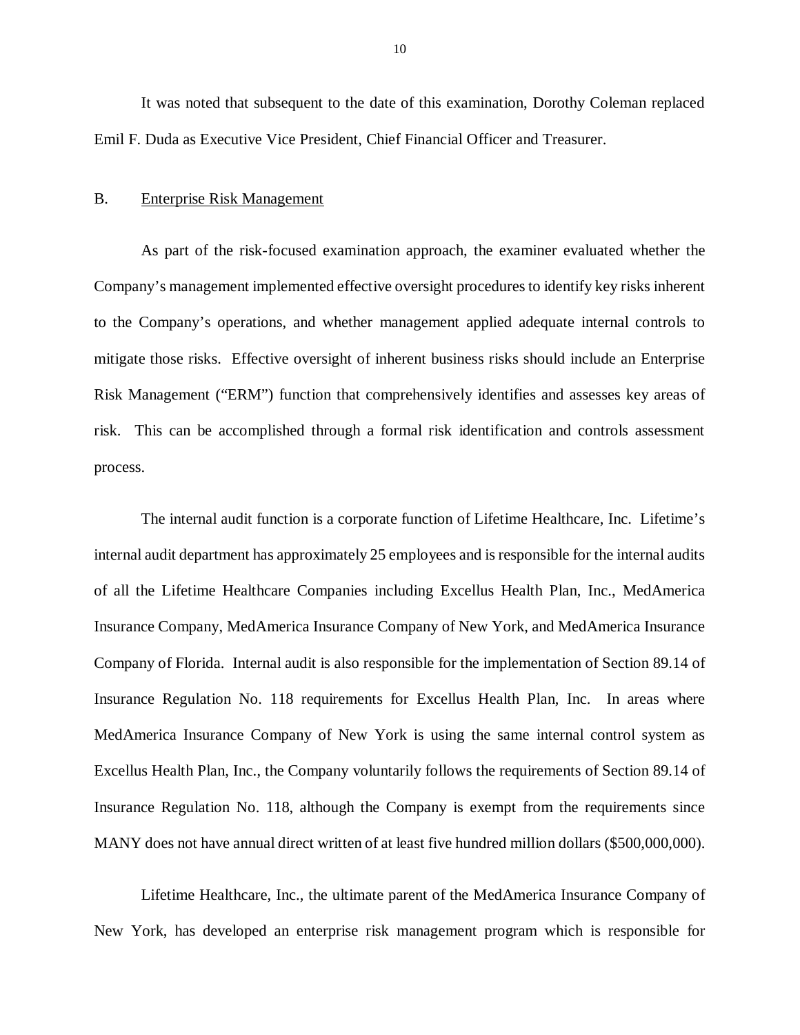It was noted that subsequent to the date of this examination, Dorothy Coleman replaced Emil F. Duda as Executive Vice President, Chief Financial Officer and Treasurer.

B. Enterprise Risk Management

As part of the risk-focused examination approach, the examiner evaluated whether the Company's management implemented effective oversight procedures to identify key risks inherent to the Company's operations, and whether management applied adequate internal controls to mitigate those risks. Effective oversight of inherent business risks should include an Enterprise Risk Management ("ERM") function that comprehensively identifies and assesses key areas of risk. This can be accomplished through a formal risk identification and controls assessment process.

The internal audit function is a corporate function of Lifetime Healthcare, Inc. Lifetime's internal audit department has approximately 25 employees and is responsible for the internal audits of all the Lifetime Healthcare Companies including Excellus Health Plan, Inc., MedAmerica Insurance Company, MedAmerica Insurance Company of New York, and MedAmerica Insurance Company of Florida. Internal audit is also responsible for the implementation of Section 89.14 of Insurance Regulation No. 118 requirements for Excellus Health Plan, Inc. In areas where MedAmerica Insurance Company of New York is using the same internal control system as Excellus Health Plan, Inc., the Company voluntarily follows the requirements of Section 89.14 of Insurance Regulation No. 118, although the Company is exempt from the requirements since MANY does not have annual direct written of at least five hundred million dollars ($500,000,000).

Lifetime Healthcare, Inc., the ultimate parent of the MedAmerica Insurance Company of New York, has developed an enterprise risk management program which is responsible for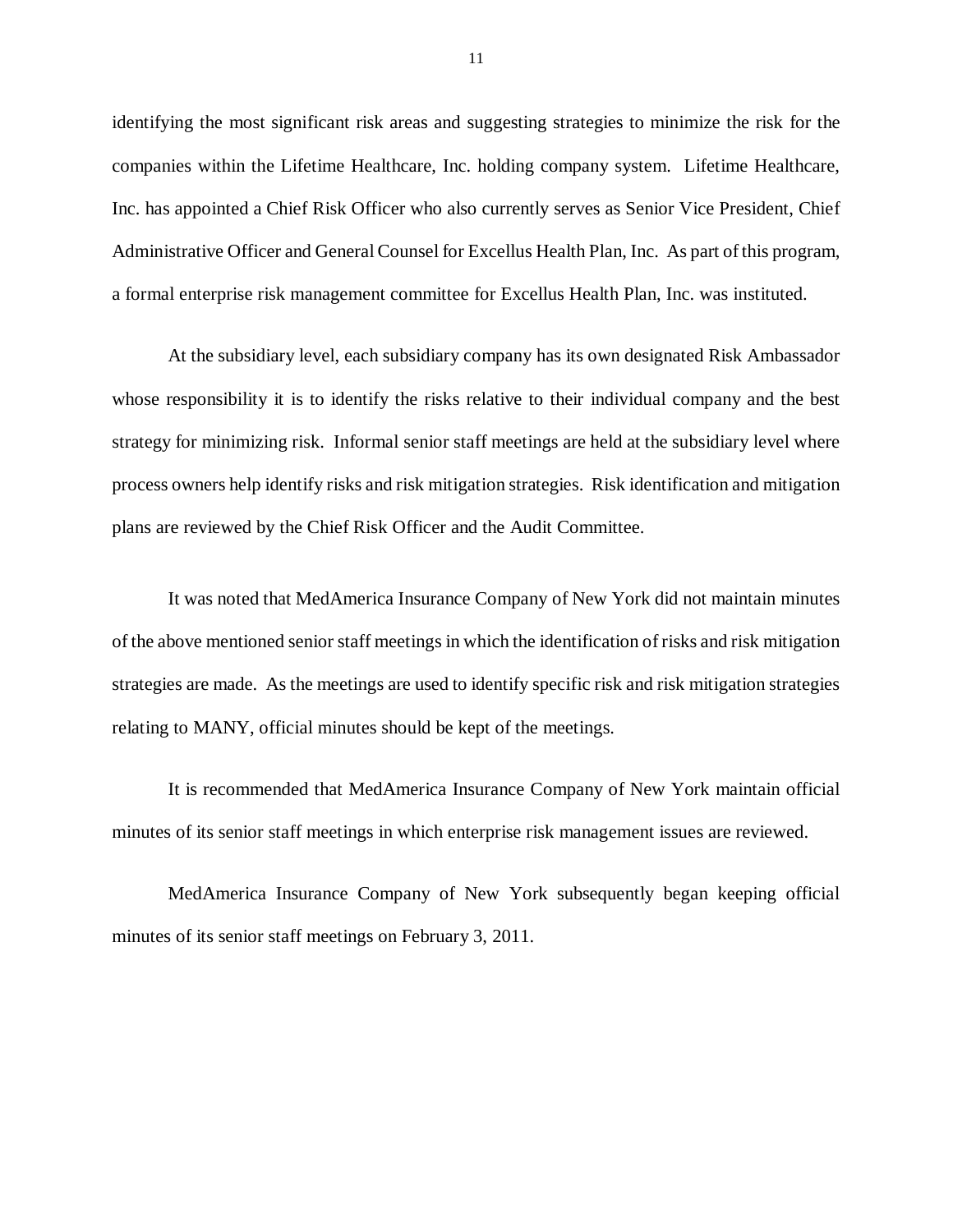identifying the most significant risk areas and suggesting strategies to minimize the risk for the companies within the Lifetime Healthcare, Inc. holding company system. Lifetime Healthcare, Inc. has appointed a Chief Risk Officer who also currently serves as Senior Vice President, Chief Administrative Officer and General Counsel for Excellus Health Plan, Inc. As part of this program, a formal enterprise risk management committee for Excellus Health Plan, Inc. was instituted.

At the subsidiary level, each subsidiary company has its own designated Risk Ambassador whose responsibility it is to identify the risks relative to their individual company and the best strategy for minimizing risk. Informal senior staff meetings are held at the subsidiary level where process owners help identify risks and risk mitigation strategies. Risk identification and mitigation plans are reviewed by the Chief Risk Officer and the Audit Committee.

It was noted that MedAmerica Insurance Company of New York did not maintain minutes of the above mentioned senior staff meetings in which the identification of risks and risk mitigation strategies are made. As the meetings are used to identify specific risk and risk mitigation strategies relating to MANY, official minutes should be kept of the meetings.

It is recommended that MedAmerica Insurance Company of New York maintain official minutes of its senior staff meetings in which enterprise risk management issues are reviewed.

MedAmerica Insurance Company of New York subsequently began keeping official minutes of its senior staff meetings on February 3, 2011.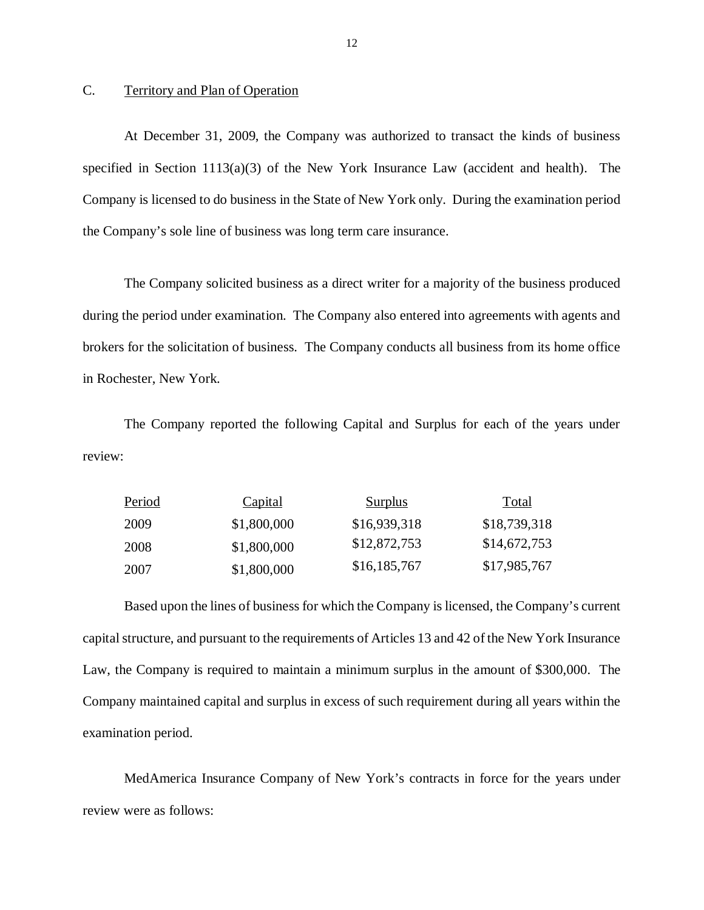## C. Territory and Plan of Operation

At December 31, 2009, the Company was authorized to transact the kinds of business specified in Section 1113(a)(3) of the New York Insurance Law (accident and health). The Company is licensed to do business in the State of New York only. During the examination period the Company's sole line of business was long term care insurance.

The Company solicited business as a direct writer for a majority of the business produced during the period under examination. The Company also entered into agreements with agents and brokers for the solicitation of business. The Company conducts all business from its home office in Rochester, New York.

The Company reported the following Capital and Surplus for each of the years under review:

| Period | Capital | Surplus | Total |
|---|---|---|---|
| 2009 | $1,800,000 | $16,939,318 | $18,739,318 |
| 2008 | $1,800,000 | $12,872,753 | $14,672,753 |
| 2007 | $1,800,000 | $16,185,767 | $17,985,767 |

Based upon the lines of business for which the Company is licensed, the Company's current capital structure, and pursuant to the requirements of Articles 13 and 42 of the New York Insurance Law, the Company is required to maintain a minimum surplus in the amount of $300,000. The Company maintained capital and surplus in excess of such requirement during all years within the examination period.

MedAmerica Insurance Company of New York's contracts in force for the years under review were as follows: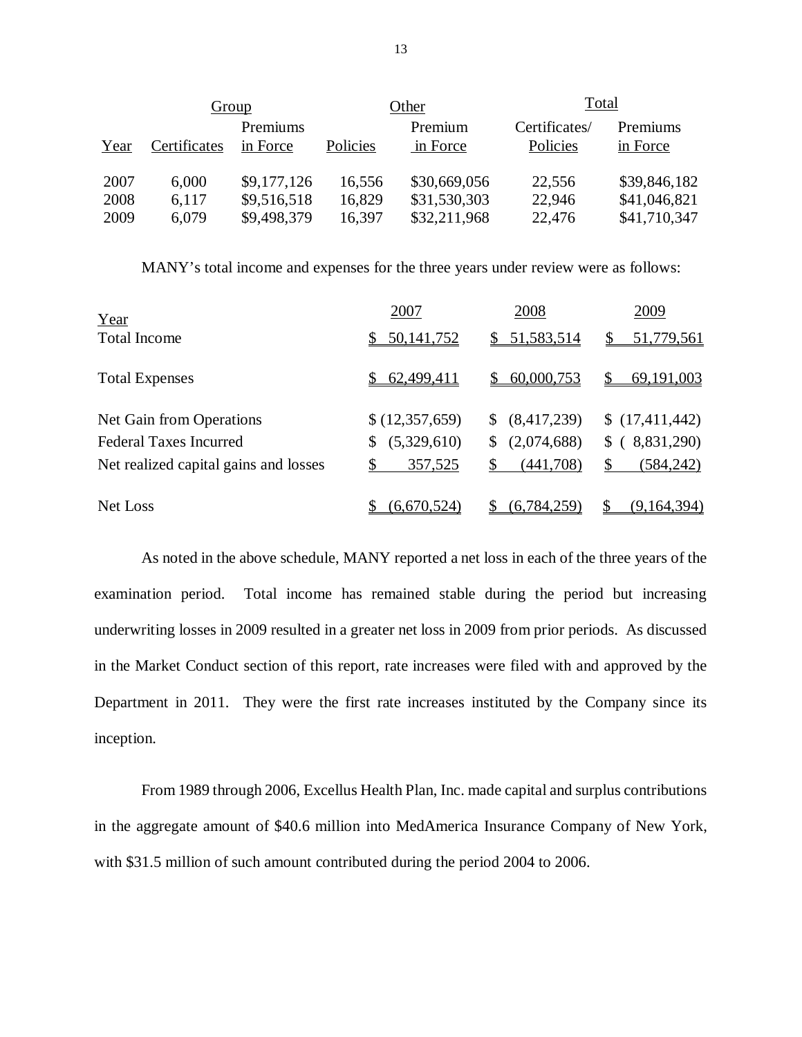| | Group | | Other | | Total | |
|---|---|---|---|---|---|---|
| Year | Certificates | Premiums in Force | Policies | Premium in Force | Certificates/ Policies | Premiums in Force |
| 2007 | 6,000 | $9,177,126 | 16,556 | $30,669,056 | 22,556 | $39,846,182 |
| 2008 | 6,117 | $9,516,518 | 16,829 | $31,530,303 | 22,946 | $41,046,821 |
| 2009 | 6,079 | $9,498,379 | 16,397 | $32,211,968 | 22,476 | $41,710,347 |

MANY's total income and expenses for the three years under review were as follows:

| Year | 2007 | 2008 | 2009 |
|---|---|---|---|
| Total Income | $ 50,141,752 | $ 51,583,514 | $ 51,779,561 |
| Total Expenses | $ 62,499,411 | $ 60,000,753 | $ 69,191,003 |
| Net Gain from Operations | $ (12,357,659) | $ (8,417,239) | $ (17,411,442) |
| Federal Taxes Incurred | $ (5,329,610) | $ (2,074,688) | $ ( 8,831,290) |
| Net realized capital gains and losses | $ 357,525 | $ (441,708) | $ (584,242) |
| Net Loss | $ (6,670,524) | $ (6,784,259) | $ (9,164,394) |

As noted in the above schedule, MANY reported a net loss in each of the three years of the examination period. Total income has remained stable during the period but increasing underwriting losses in 2009 resulted in a greater net loss in 2009 from prior periods. As discussed in the Market Conduct section of this report, rate increases were filed with and approved by the Department in 2011. They were the first rate increases instituted by the Company since its inception.

From 1989 through 2006, Excellus Health Plan, Inc. made capital and surplus contributions in the aggregate amount of $40.6 million into MedAmerica Insurance Company of New York, with $31.5 million of such amount contributed during the period 2004 to 2006.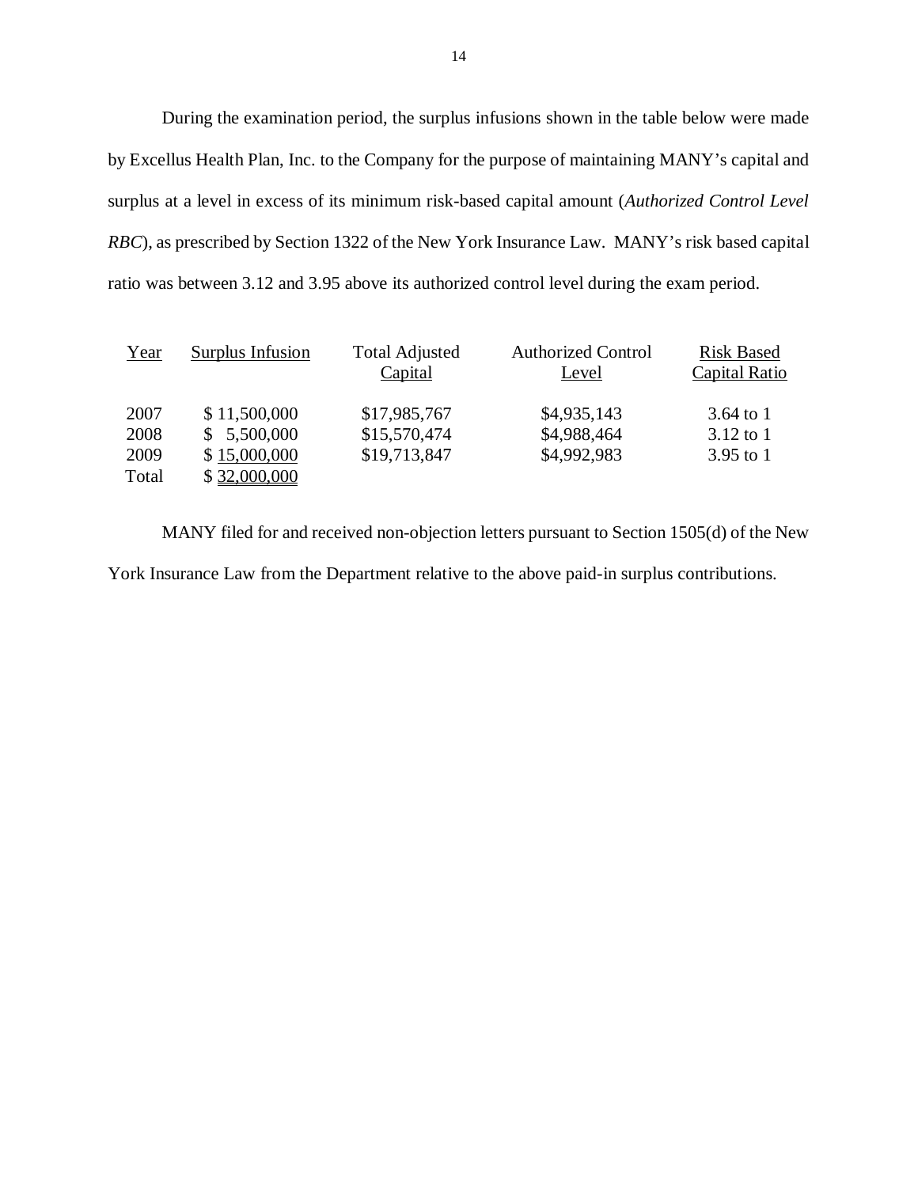During the examination period, the surplus infusions shown in the table below were made by Excellus Health Plan, Inc. to the Company for the purpose of maintaining MANY's capital and surplus at a level in excess of its minimum risk-based capital amount (*Authorized Control Level RBC*), as prescribed by Section 1322 of the New York Insurance Law. MANY's risk based capital ratio was between 3.12 and 3.95 above its authorized control level during the exam period.

| Year | Surplus Infusion | Total Adjusted Capital | Authorized Control Level | Risk Based Capital Ratio |
|---|---|---|---|---|
| 2007 | $ 11,500,000 | $17,985,767 | $4,935,143 | 3.64 to 1 |
| 2008 | $ 5,500,000 | $15,570,474 | $4,988,464 | 3.12 to 1 |
| 2009 | $ 15,000,000 | $19,713,847 | $4,992,983 | 3.95 to 1 |
| Total | $ 32,000,000 | | | |

MANY filed for and received non-objection letters pursuant to Section 1505(d) of the New York Insurance Law from the Department relative to the above paid-in surplus contributions.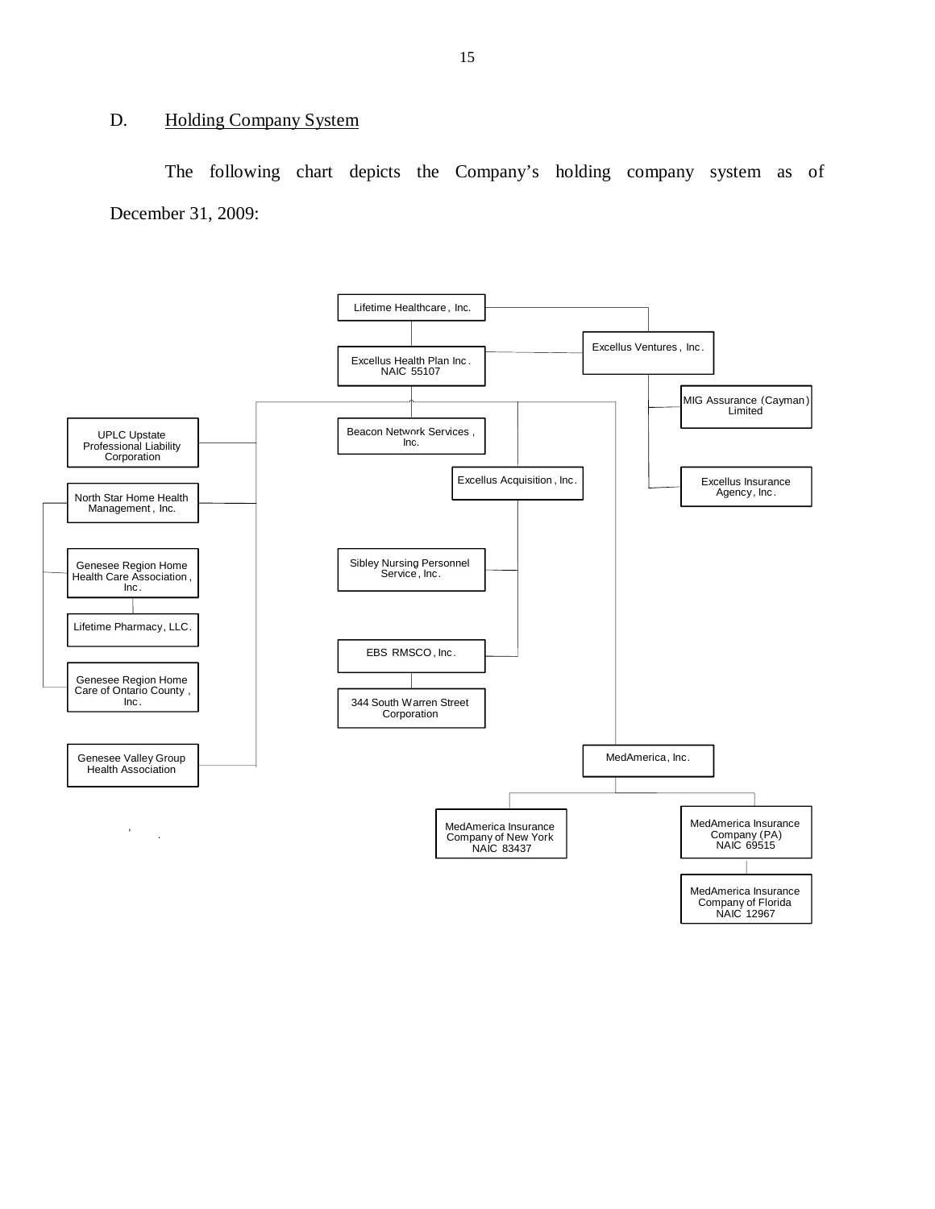D. Holding Company System

The following chart depicts the Company's holding company system as of December 31, 2009:

Lifetime Healthcare, Inc.

Excellus Health Plan Inc. NAIC 55107

Excellus Ventures, Inc.

MIG Assurance (Cayman) Limited

Excellus Insurance Agency, Inc.

UPLC Upstate Professional Liability Corporation

North Star Home Health Management, Inc.

Genesee Region Home Health Care Association, Inc.

Lifetime Pharmacy, LLC.

Genesee Region Home Care of Ontario County, Inc.

Genesee Valley Group Health Association

Beacon Network Services, Inc.

Excellus Acquisition, Inc.

Sibley Nursing Personnel Service, Inc.

EBS RMSCO, Inc.

344 South Warren Street Corporation

MedAmerica, Inc.

MedAmerica Insurance Company of New York NAIC 83437

MedAmerica Insurance Company (PA) NAIC 69515

MedAmerica Insurance Company of Florida NAIC 12967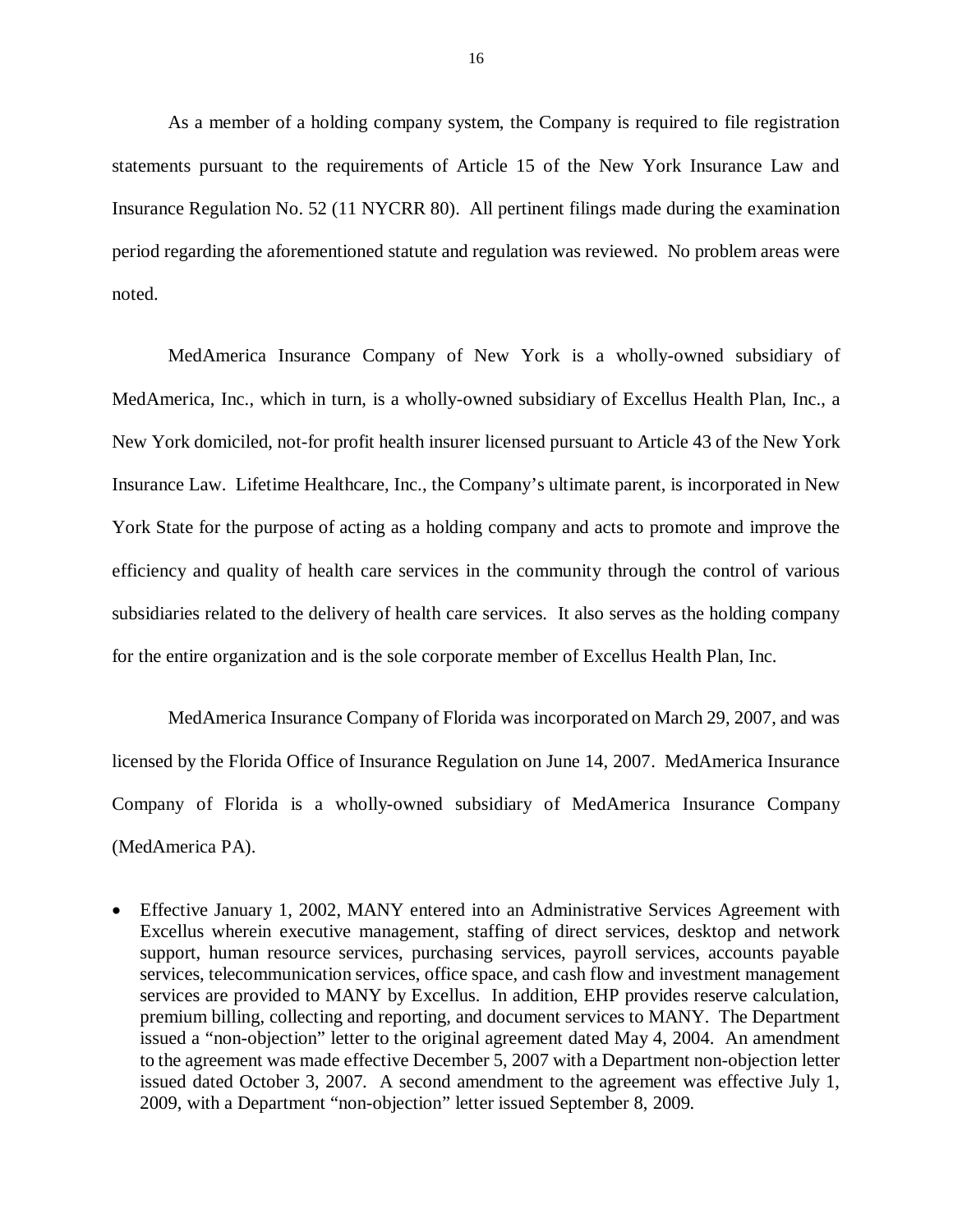As a member of a holding company system, the Company is required to file registration statements pursuant to the requirements of Article 15 of the New York Insurance Law and Insurance Regulation No. 52 (11 NYCRR 80). All pertinent filings made during the examination period regarding the aforementioned statute and regulation was reviewed. No problem areas were noted.

MedAmerica Insurance Company of New York is a wholly-owned subsidiary of MedAmerica, Inc., which in turn, is a wholly-owned subsidiary of Excellus Health Plan, Inc., a New York domiciled, not-for profit health insurer licensed pursuant to Article 43 of the New York Insurance Law. Lifetime Healthcare, Inc., the Company's ultimate parent, is incorporated in New York State for the purpose of acting as a holding company and acts to promote and improve the efficiency and quality of health care services in the community through the control of various subsidiaries related to the delivery of health care services. It also serves as the holding company for the entire organization and is the sole corporate member of Excellus Health Plan, Inc.

MedAmerica Insurance Company of Florida was incorporated on March 29, 2007, and was licensed by the Florida Office of Insurance Regulation on June 14, 2007. MedAmerica Insurance Company of Florida is a wholly-owned subsidiary of MedAmerica Insurance Company (MedAmerica PA).

- Effective January 1, 2002, MANY entered into an Administrative Services Agreement with Excellus wherein executive management, staffing of direct services, desktop and network support, human resource services, purchasing services, payroll services, accounts payable services, telecommunication services, office space, and cash flow and investment management services are provided to MANY by Excellus. In addition, EHP provides reserve calculation, premium billing, collecting and reporting, and document services to MANY. The Department issued a "non-objection" letter to the original agreement dated May 4, 2004. An amendment to the agreement was made effective December 5, 2007 with a Department non-objection letter issued dated October 3, 2007. A second amendment to the agreement was effective July 1, 2009, with a Department "non-objection" letter issued September 8, 2009.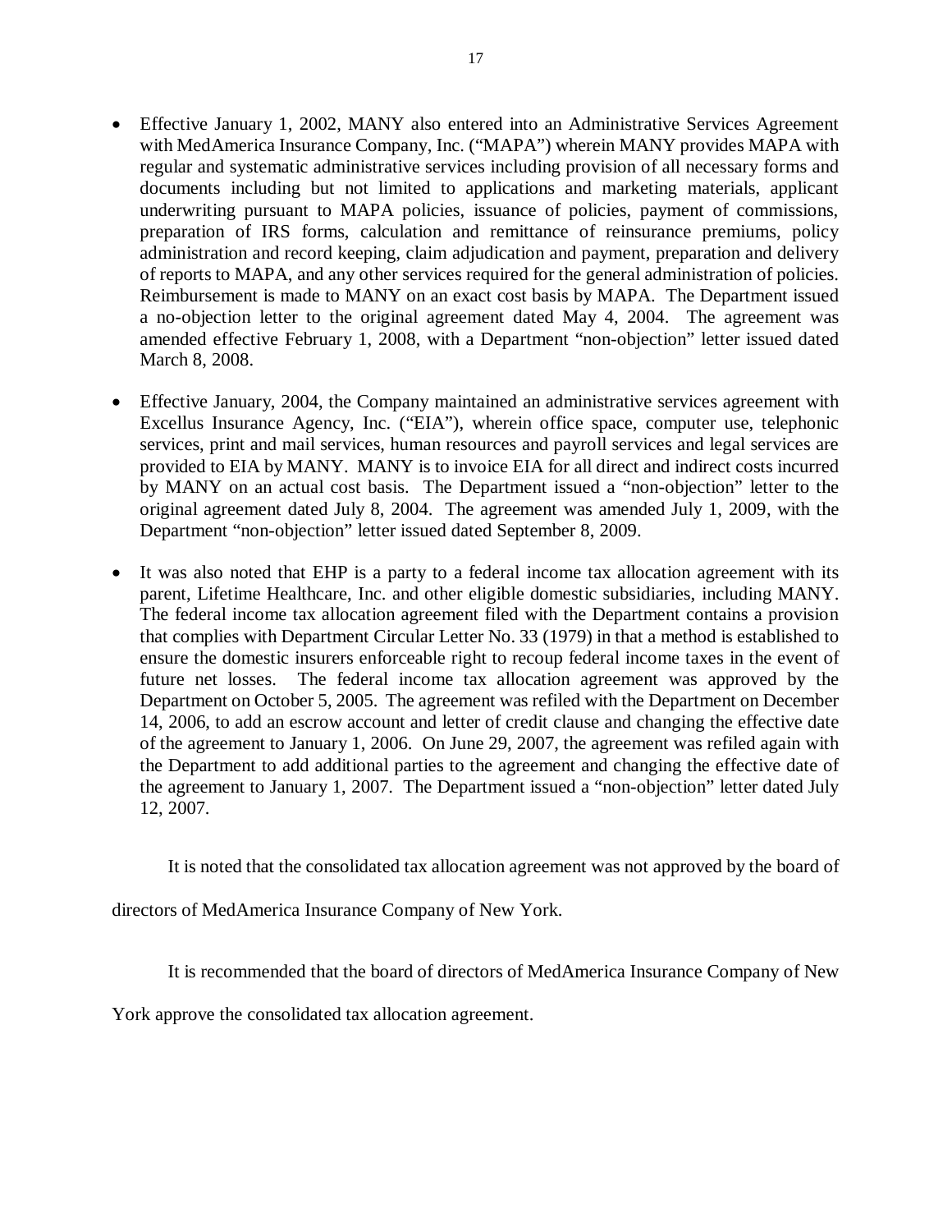- Effective January 1, 2002, MANY also entered into an Administrative Services Agreement with MedAmerica Insurance Company, Inc. ("MAPA") wherein MANY provides MAPA with regular and systematic administrative services including provision of all necessary forms and documents including but not limited to applications and marketing materials, applicant underwriting pursuant to MAPA policies, issuance of policies, payment of commissions, preparation of IRS forms, calculation and remittance of reinsurance premiums, policy administration and record keeping, claim adjudication and payment, preparation and delivery of reports to MAPA, and any other services required for the general administration of policies. Reimbursement is made to MANY on an exact cost basis by MAPA. The Department issued a no-objection letter to the original agreement dated May 4, 2004. The agreement was amended effective February 1, 2008, with a Department "non-objection" letter issued dated March 8, 2008.

- Effective January, 2004, the Company maintained an administrative services agreement with Excellus Insurance Agency, Inc. ("EIA"), wherein office space, computer use, telephonic services, print and mail services, human resources and payroll services and legal services are provided to EIA by MANY. MANY is to invoice EIA for all direct and indirect costs incurred by MANY on an actual cost basis. The Department issued a "non-objection" letter to the original agreement dated July 8, 2004. The agreement was amended July 1, 2009, with the Department "non-objection" letter issued dated September 8, 2009.

- It was also noted that EHP is a party to a federal income tax allocation agreement with its parent, Lifetime Healthcare, Inc. and other eligible domestic subsidiaries, including MANY. The federal income tax allocation agreement filed with the Department contains a provision that complies with Department Circular Letter No. 33 (1979) in that a method is established to ensure the domestic insurers enforceable right to recoup federal income taxes in the event of future net losses. The federal income tax allocation agreement was approved by the Department on October 5, 2005. The agreement was refiled with the Department on December 14, 2006, to add an escrow account and letter of credit clause and changing the effective date of the agreement to January 1, 2006. On June 29, 2007, the agreement was refiled again with the Department to add additional parties to the agreement and changing the effective date of the agreement to January 1, 2007. The Department issued a "non-objection" letter dated July 12, 2007.

It is noted that the consolidated tax allocation agreement was not approved by the board of directors of MedAmerica Insurance Company of New York.

It is recommended that the board of directors of MedAmerica Insurance Company of New York approve the consolidated tax allocation agreement.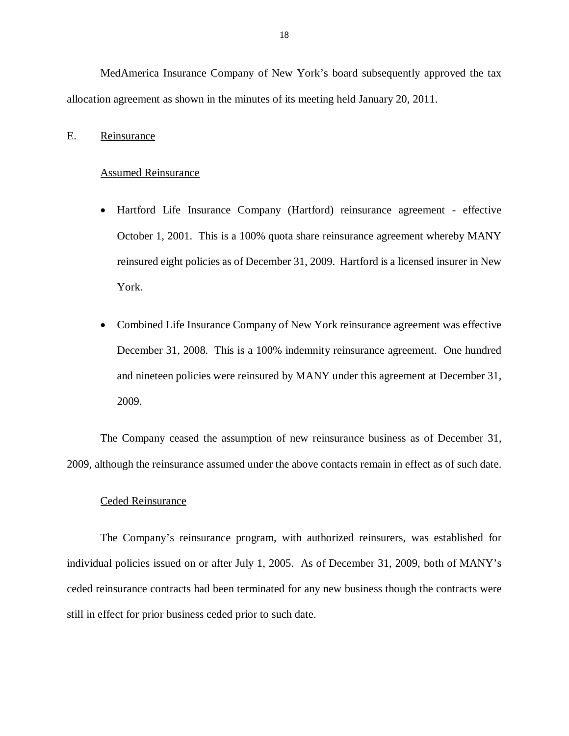MedAmerica Insurance Company of New York's board subsequently approved the tax allocation agreement as shown in the minutes of its meeting held January 20, 2011.

E. Reinsurance

Assumed Reinsurance

- Hartford Life Insurance Company (Hartford) reinsurance agreement - effective October 1, 2001. This is a 100% quota share reinsurance agreement whereby MANY reinsured eight policies as of December 31, 2009. Hartford is a licensed insurer in New York.
- Combined Life Insurance Company of New York reinsurance agreement was effective December 31, 2008. This is a 100% indemnity reinsurance agreement. One hundred and nineteen policies were reinsured by MANY under this agreement at December 31, 2009.

The Company ceased the assumption of new reinsurance business as of December 31, 2009, although the reinsurance assumed under the above contacts remain in effect as of such date.

Ceded Reinsurance

The Company's reinsurance program, with authorized reinsurers, was established for individual policies issued on or after July 1, 2005. As of December 31, 2009, both of MANY's ceded reinsurance contracts had been terminated for any new business though the contracts were still in effect for prior business ceded prior to such date.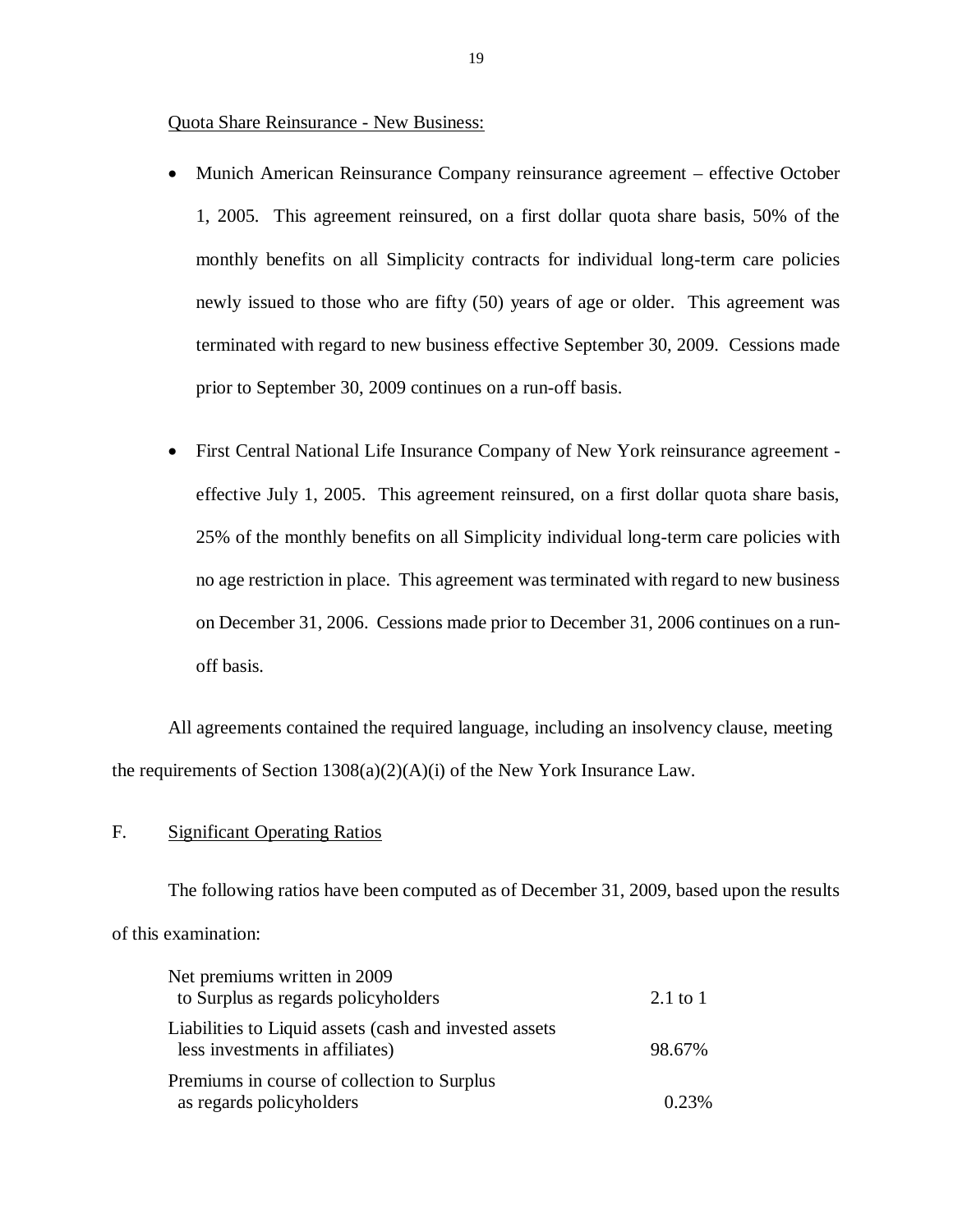Quota Share Reinsurance - New Business:

- Munich American Reinsurance Company reinsurance agreement – effective October 1, 2005. This agreement reinsured, on a first dollar quota share basis, 50% of the monthly benefits on all Simplicity contracts for individual long-term care policies newly issued to those who are fifty (50) years of age or older. This agreement was terminated with regard to new business effective September 30, 2009. Cessions made prior to September 30, 2009 continues on a run-off basis.

- First Central National Life Insurance Company of New York reinsurance agreement - effective July 1, 2005. This agreement reinsured, on a first dollar quota share basis, 25% of the monthly benefits on all Simplicity individual long-term care policies with no age restriction in place. This agreement was terminated with regard to new business on December 31, 2006. Cessions made prior to December 31, 2006 continues on a run-off basis.

All agreements contained the required language, including an insolvency clause, meeting the requirements of Section 1308(a)(2)(A)(i) of the New York Insurance Law.

## F. Significant Operating Ratios

The following ratios have been computed as of December 31, 2009, based upon the results of this examination:

| | |
|---|---|
| Net premiums written in 2009 to Surplus as regards policyholders | 2.1 to 1 |
| Liabilities to Liquid assets (cash and invested assets less investments in affiliates) | 98.67% |
| Premiums in course of collection to Surplus as regards policyholders | 0.23% |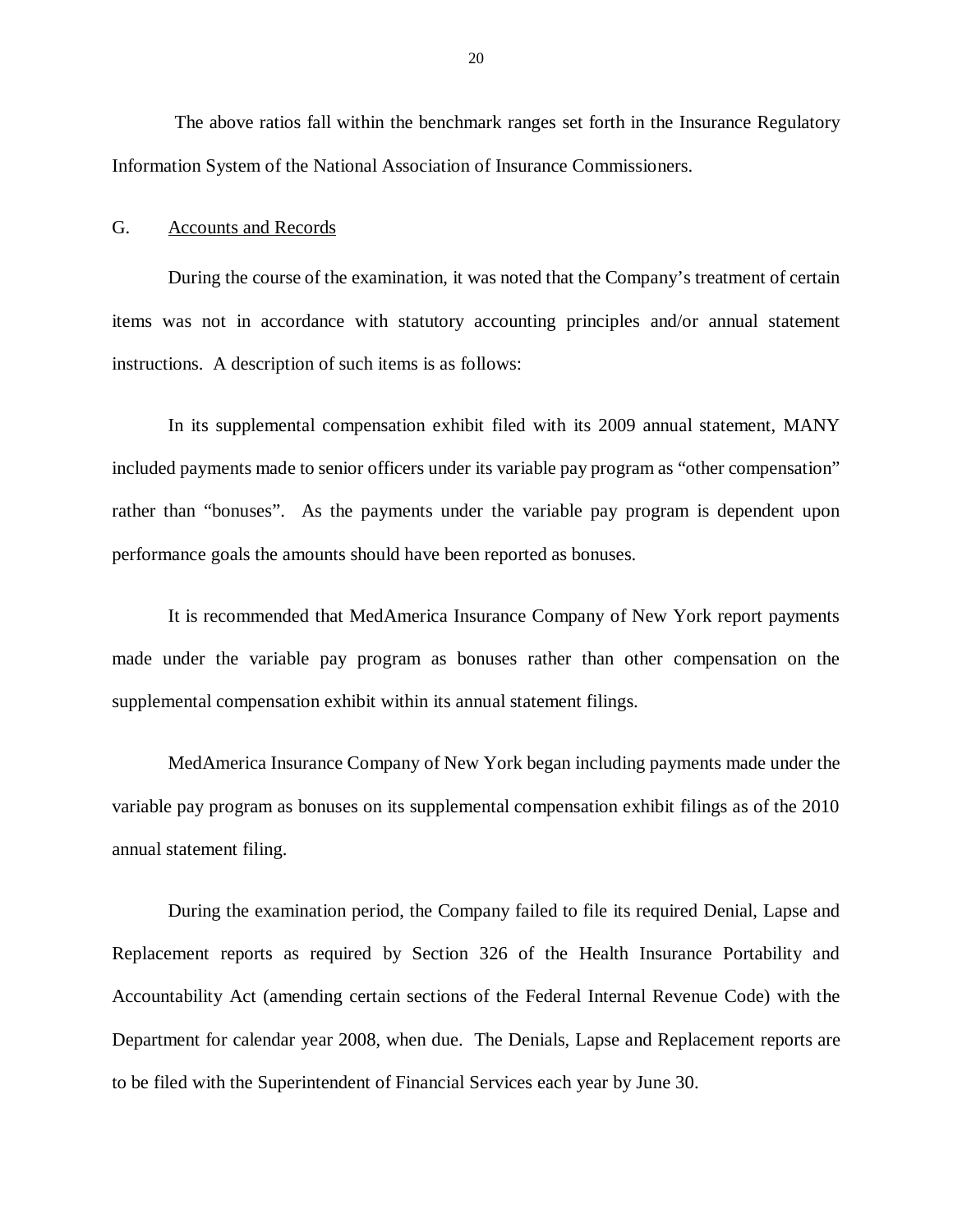The above ratios fall within the benchmark ranges set forth in the Insurance Regulatory Information System of the National Association of Insurance Commissioners.

## G. Accounts and Records

During the course of the examination, it was noted that the Company's treatment of certain items was not in accordance with statutory accounting principles and/or annual statement instructions. A description of such items is as follows:

In its supplemental compensation exhibit filed with its 2009 annual statement, MANY included payments made to senior officers under its variable pay program as "other compensation" rather than "bonuses". As the payments under the variable pay program is dependent upon performance goals the amounts should have been reported as bonuses.

It is recommended that MedAmerica Insurance Company of New York report payments made under the variable pay program as bonuses rather than other compensation on the supplemental compensation exhibit within its annual statement filings.

MedAmerica Insurance Company of New York began including payments made under the variable pay program as bonuses on its supplemental compensation exhibit filings as of the 2010 annual statement filing.

During the examination period, the Company failed to file its required Denial, Lapse and Replacement reports as required by Section 326 of the Health Insurance Portability and Accountability Act (amending certain sections of the Federal Internal Revenue Code) with the Department for calendar year 2008, when due. The Denials, Lapse and Replacement reports are to be filed with the Superintendent of Financial Services each year by June 30.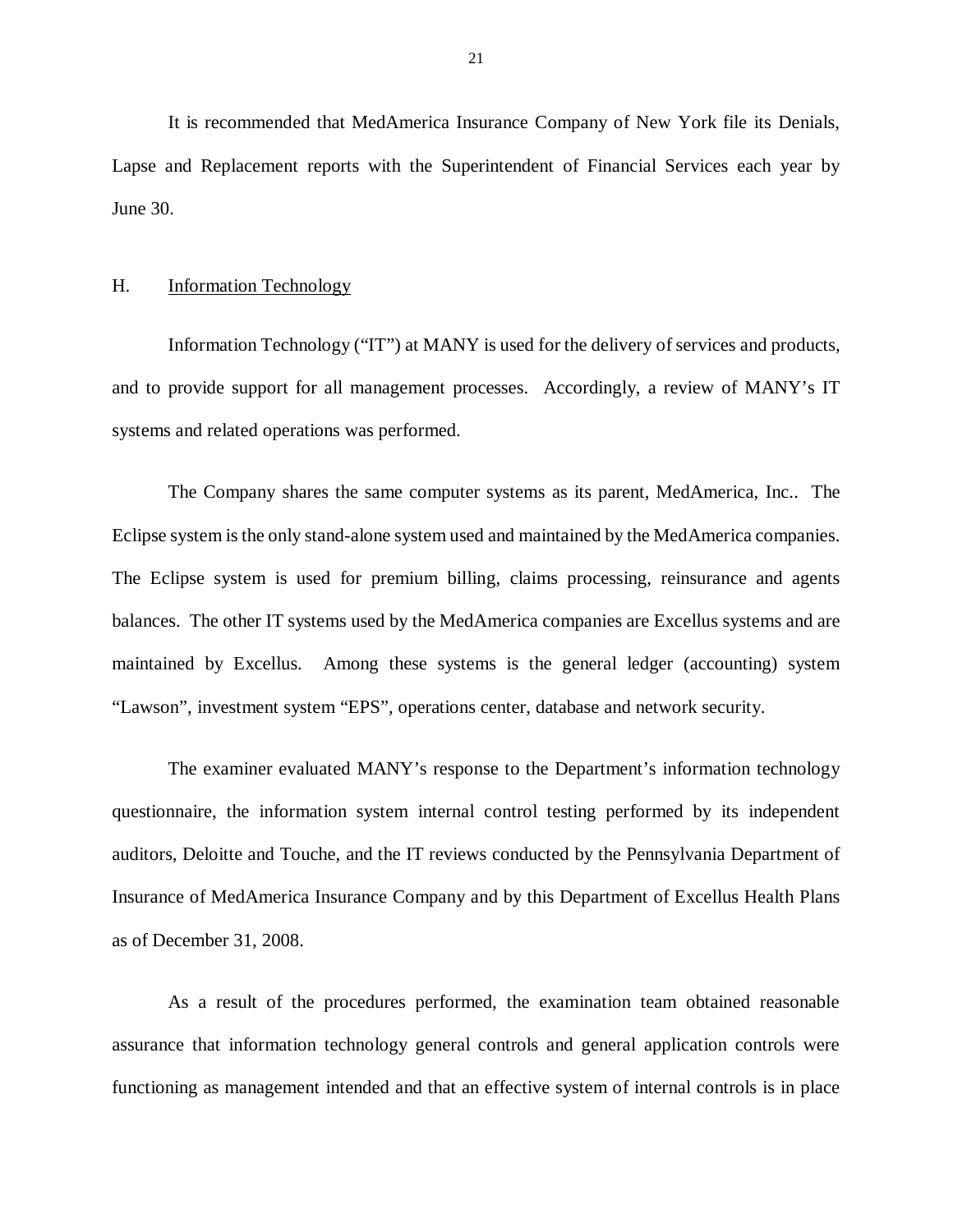It is recommended that MedAmerica Insurance Company of New York file its Denials, Lapse and Replacement reports with the Superintendent of Financial Services each year by June 30.

## H. Information Technology

Information Technology ("IT") at MANY is used for the delivery of services and products, and to provide support for all management processes. Accordingly, a review of MANY's IT systems and related operations was performed.

The Company shares the same computer systems as its parent, MedAmerica, Inc.. The Eclipse system is the only stand-alone system used and maintained by the MedAmerica companies. The Eclipse system is used for premium billing, claims processing, reinsurance and agents balances. The other IT systems used by the MedAmerica companies are Excellus systems and are maintained by Excellus. Among these systems is the general ledger (accounting) system "Lawson", investment system "EPS", operations center, database and network security.

The examiner evaluated MANY's response to the Department's information technology questionnaire, the information system internal control testing performed by its independent auditors, Deloitte and Touche, and the IT reviews conducted by the Pennsylvania Department of Insurance of MedAmerica Insurance Company and by this Department of Excellus Health Plans as of December 31, 2008.

As a result of the procedures performed, the examination team obtained reasonable assurance that information technology general controls and general application controls were functioning as management intended and that an effective system of internal controls is in place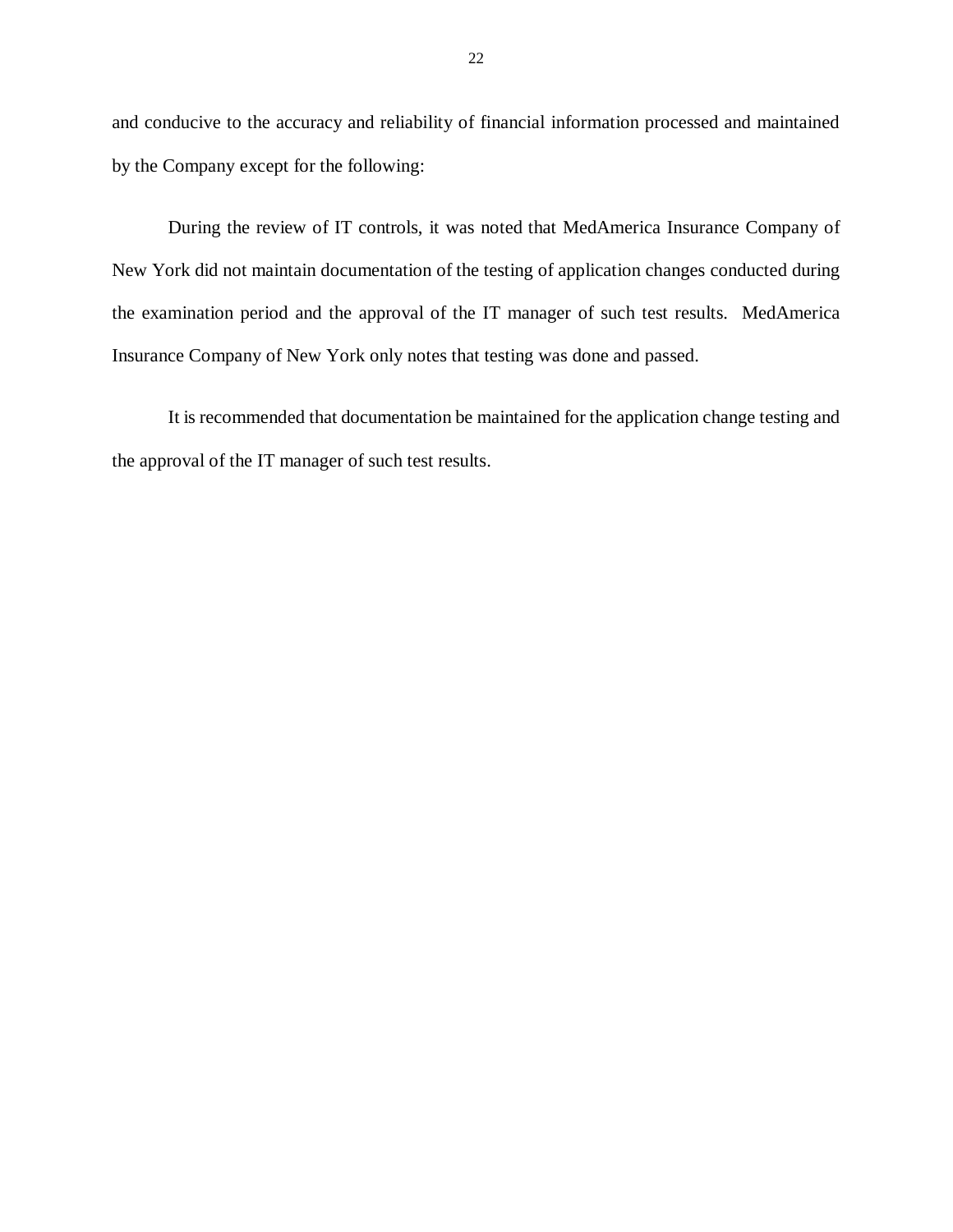and conducive to the accuracy and reliability of financial information processed and maintained by the Company except for the following:

During the review of IT controls, it was noted that MedAmerica Insurance Company of New York did not maintain documentation of the testing of application changes conducted during the examination period and the approval of the IT manager of such test results. MedAmerica Insurance Company of New York only notes that testing was done and passed.

It is recommended that documentation be maintained for the application change testing and the approval of the IT manager of such test results.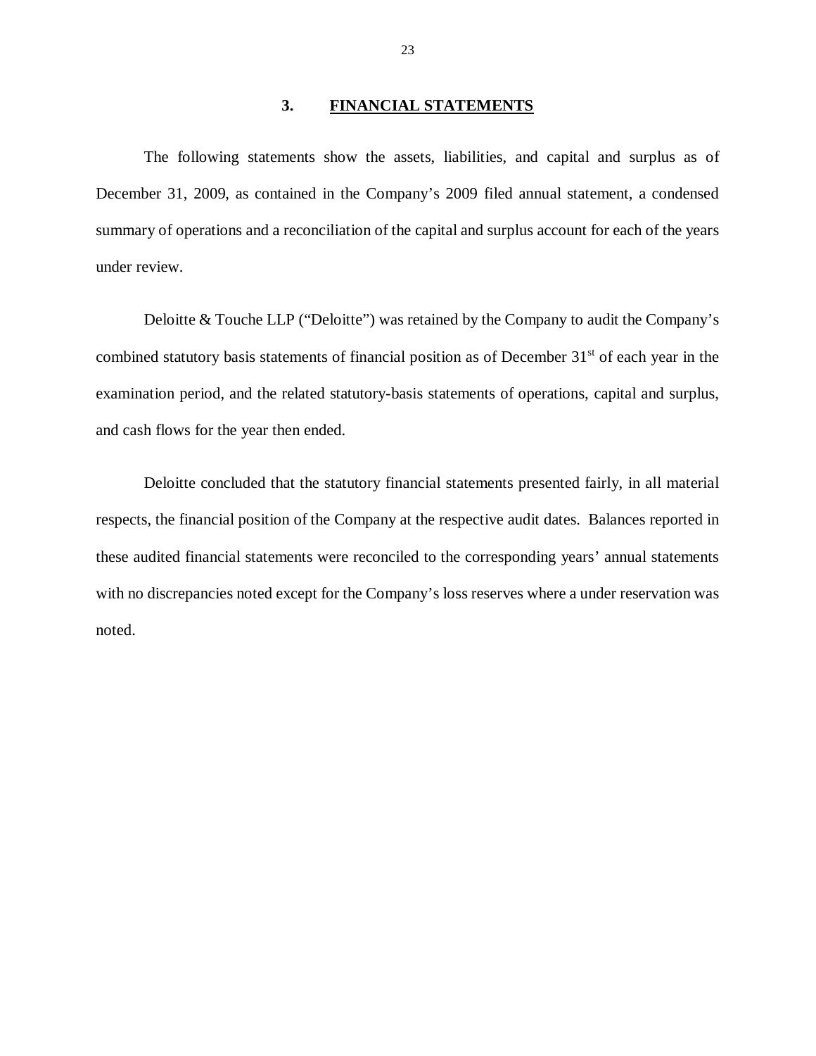## 3. FINANCIAL STATEMENTS

The following statements show the assets, liabilities, and capital and surplus as of December 31, 2009, as contained in the Company's 2009 filed annual statement, a condensed summary of operations and a reconciliation of the capital and surplus account for each of the years under review.

Deloitte & Touche LLP ("Deloitte") was retained by the Company to audit the Company's combined statutory basis statements of financial position as of December 31st of each year in the examination period, and the related statutory-basis statements of operations, capital and surplus, and cash flows for the year then ended.

Deloitte concluded that the statutory financial statements presented fairly, in all material respects, the financial position of the Company at the respective audit dates. Balances reported in these audited financial statements were reconciled to the corresponding years' annual statements with no discrepancies noted except for the Company's loss reserves where a under reservation was noted.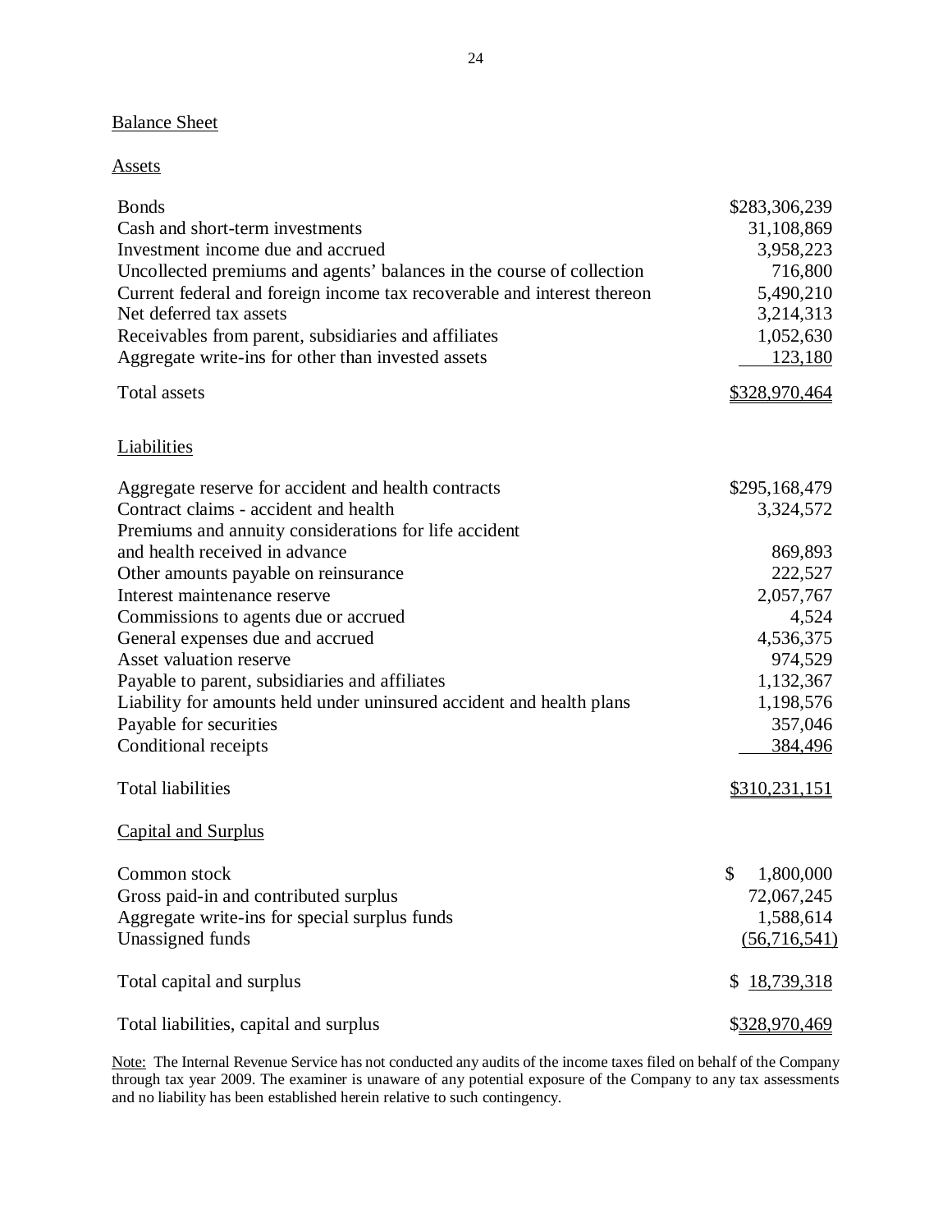## Balance Sheet

### Assets

| | |
|---|---|
| Bonds | $283,306,239 |
| Cash and short-term investments | 31,108,869 |
| Investment income due and accrued | 3,958,223 |
| Uncollected premiums and agents' balances in the course of collection | 716,800 |
| Current federal and foreign income tax recoverable and interest thereon | 5,490,210 |
| Net deferred tax assets | 3,214,313 |
| Receivables from parent, subsidiaries and affiliates | 1,052,630 |
| Aggregate write-ins for other than invested assets | 123,180 |
| Total assets | $328,970,464 |

### Liabilities

| | |
|---|---|
| Aggregate reserve for accident and health contracts | $295,168,479 |
| Contract claims - accident and health | 3,324,572 |
| Premiums and annuity considerations for life accident and health received in advance | 869,893 |
| Other amounts payable on reinsurance | 222,527 |
| Interest maintenance reserve | 2,057,767 |
| Commissions to agents due or accrued | 4,524 |
| General expenses due and accrued | 4,536,375 |
| Asset valuation reserve | 974,529 |
| Payable to parent, subsidiaries and affiliates | 1,132,367 |
| Liability for amounts held under uninsured accident and health plans | 1,198,576 |
| Payable for securities | 357,046 |
| Conditional receipts | 384,496 |
| Total liabilities | $310,231,151 |

### Capital and Surplus

| | |
|---|---|
| Common stock | $ 1,800,000 |
| Gross paid-in and contributed surplus | 72,067,245 |
| Aggregate write-ins for special surplus funds | 1,588,614 |
| Unassigned funds | (56,716,541) |
| Total capital and surplus | $ 18,739,318 |
| Total liabilities, capital and surplus | $328,970,469 |

Note: The Internal Revenue Service has not conducted any audits of the income taxes filed on behalf of the Company through tax year 2009. The examiner is unaware of any potential exposure of the Company to any tax assessments and no liability has been established herein relative to such contingency.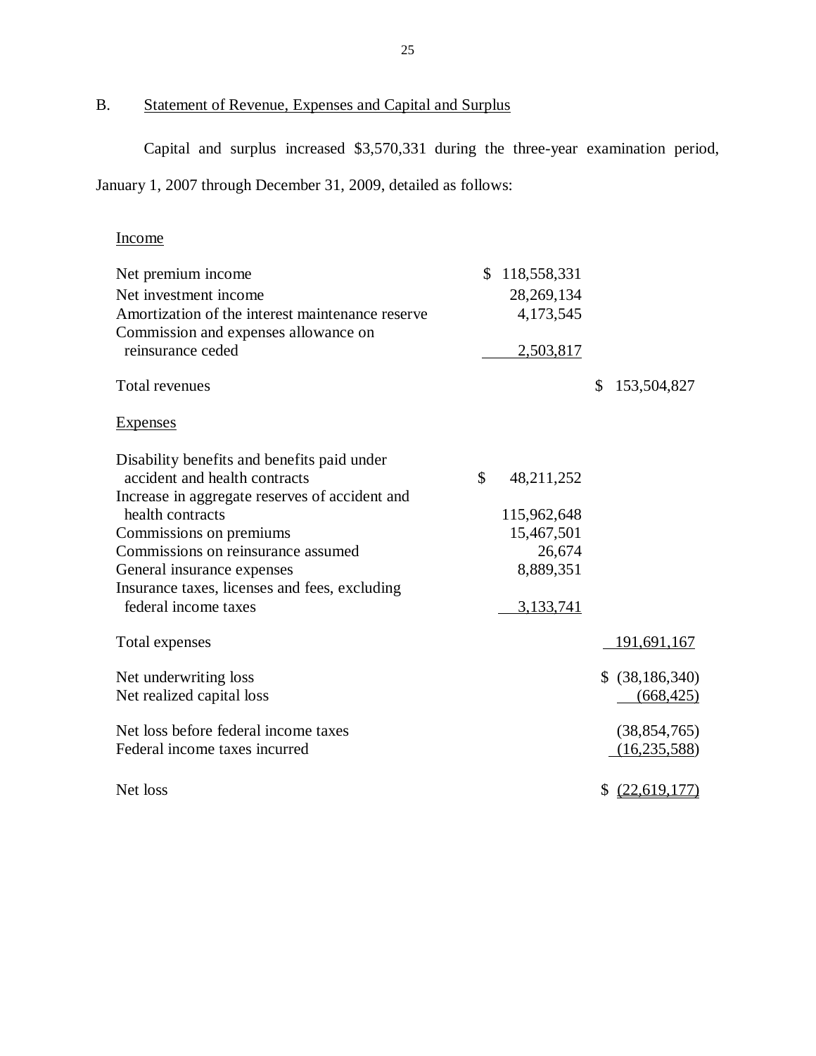## B. Statement of Revenue, Expenses and Capital and Surplus

Capital and surplus increased $3,570,331 during the three-year examination period, January 1, 2007 through December 31, 2009, detailed as follows:

| | | |
|---|---|---|
| Income | | |
| Net premium income | $ 118,558,331 | |
| Net investment income | 28,269,134 | |
| Amortization of the interest maintenance reserve | 4,173,545 | |
| Commission and expenses allowance on reinsurance ceded | 2,503,817 | |
| Total revenues | | $ 153,504,827 |
| Expenses | | |
| Disability benefits and benefits paid under accident and health contracts | $ 48,211,252 | |
| Increase in aggregate reserves of accident and health contracts | 115,962,648 | |
| Commissions on premiums | 15,467,501 | |
| Commissions on reinsurance assumed | 26,674 | |
| General insurance expenses | 8,889,351 | |
| Insurance taxes, licenses and fees, excluding federal income taxes | 3,133,741 | |
| Total expenses | | 191,691,167 |
| Net underwriting loss | | $ (38,186,340) |
| Net realized capital loss | | (668,425) |
| Net loss before federal income taxes | | (38,854,765) |
| Federal income taxes incurred | | (16,235,588) |
| Net loss | | $ (22,619,177) |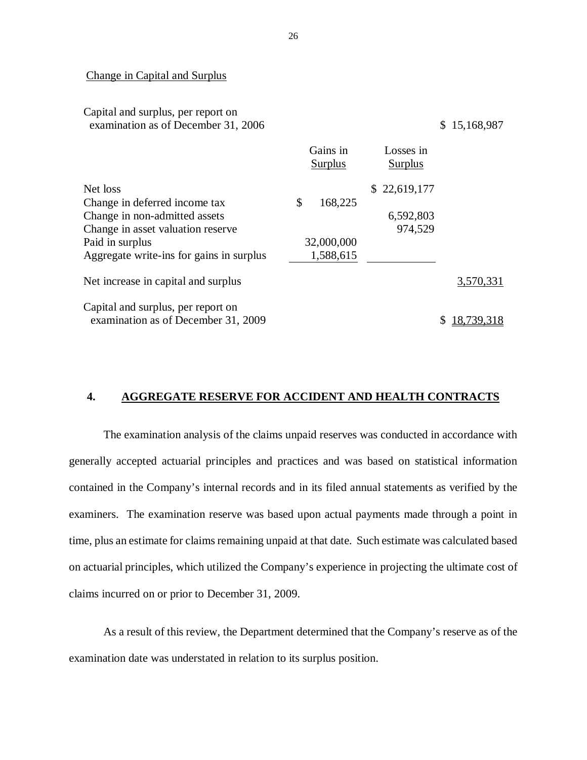Change in Capital and Surplus

| | Gains in Surplus | Losses in Surplus | |
|---|---|---|---|
| Capital and surplus, per report on examination as of December 31, 2006 | | | $ 15,168,987 |
| Net loss | | $ 22,619,177 | |
| Change in deferred income tax | $ 168,225 | | |
| Change in non-admitted assets | | 6,592,803 | |
| Change in asset valuation reserve | | 974,529 | |
| Paid in surplus | 32,000,000 | | |
| Aggregate write-ins for gains in surplus | 1,588,615 | | |
| Net increase in capital and surplus | | | 3,570,331 |
| Capital and surplus, per report on examination as of December 31, 2009 | | | $ 18,739,318 |

## 4. AGGREGATE RESERVE FOR ACCIDENT AND HEALTH CONTRACTS

The examination analysis of the claims unpaid reserves was conducted in accordance with generally accepted actuarial principles and practices and was based on statistical information contained in the Company's internal records and in its filed annual statements as verified by the examiners. The examination reserve was based upon actual payments made through a point in time, plus an estimate for claims remaining unpaid at that date. Such estimate was calculated based on actuarial principles, which utilized the Company's experience in projecting the ultimate cost of claims incurred on or prior to December 31, 2009.

As a result of this review, the Department determined that the Company's reserve as of the examination date was understated in relation to its surplus position.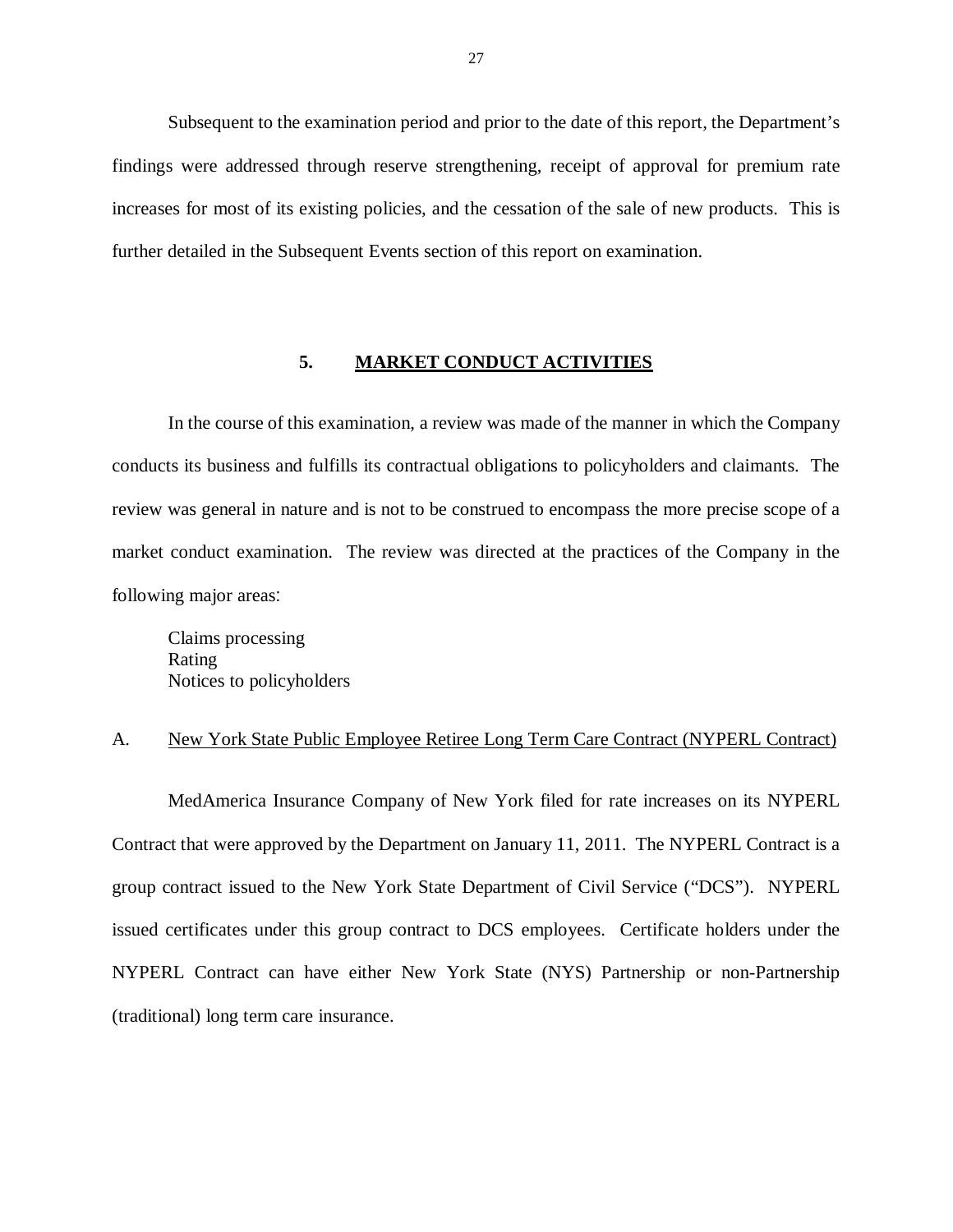Subsequent to the examination period and prior to the date of this report, the Department's findings were addressed through reserve strengthening, receipt of approval for premium rate increases for most of its existing policies, and the cessation of the sale of new products. This is further detailed in the Subsequent Events section of this report on examination.

## 5. MARKET CONDUCT ACTIVITIES

In the course of this examination, a review was made of the manner in which the Company conducts its business and fulfills its contractual obligations to policyholders and claimants. The review was general in nature and is not to be construed to encompass the more precise scope of a market conduct examination. The review was directed at the practices of the Company in the following major areas:

Claims processing
Rating
Notices to policyholders

### A. New York State Public Employee Retiree Long Term Care Contract (NYPERL Contract)

MedAmerica Insurance Company of New York filed for rate increases on its NYPERL Contract that were approved by the Department on January 11, 2011. The NYPERL Contract is a group contract issued to the New York State Department of Civil Service ("DCS"). NYPERL issued certificates under this group contract to DCS employees. Certificate holders under the NYPERL Contract can have either New York State (NYS) Partnership or non-Partnership (traditional) long term care insurance.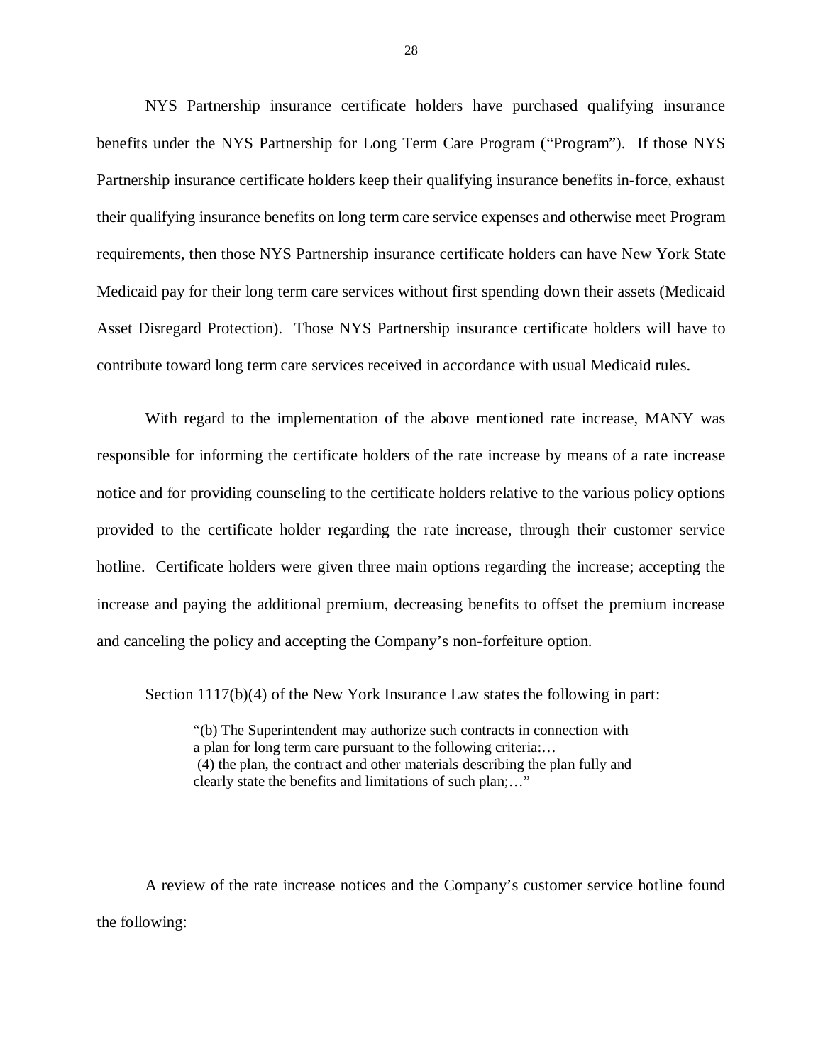NYS Partnership insurance certificate holders have purchased qualifying insurance benefits under the NYS Partnership for Long Term Care Program ("Program"). If those NYS Partnership insurance certificate holders keep their qualifying insurance benefits in-force, exhaust their qualifying insurance benefits on long term care service expenses and otherwise meet Program requirements, then those NYS Partnership insurance certificate holders can have New York State Medicaid pay for their long term care services without first spending down their assets (Medicaid Asset Disregard Protection). Those NYS Partnership insurance certificate holders will have to contribute toward long term care services received in accordance with usual Medicaid rules.

With regard to the implementation of the above mentioned rate increase, MANY was responsible for informing the certificate holders of the rate increase by means of a rate increase notice and for providing counseling to the certificate holders relative to the various policy options provided to the certificate holder regarding the rate increase, through their customer service hotline. Certificate holders were given three main options regarding the increase; accepting the increase and paying the additional premium, decreasing benefits to offset the premium increase and canceling the policy and accepting the Company's non-forfeiture option.

Section 1117(b)(4) of the New York Insurance Law states the following in part:

> "(b) The Superintendent may authorize such contracts in connection with a plan for long term care pursuant to the following criteria:…
> (4) the plan, the contract and other materials describing the plan fully and clearly state the benefits and limitations of such plan;…"

A review of the rate increase notices and the Company's customer service hotline found the following: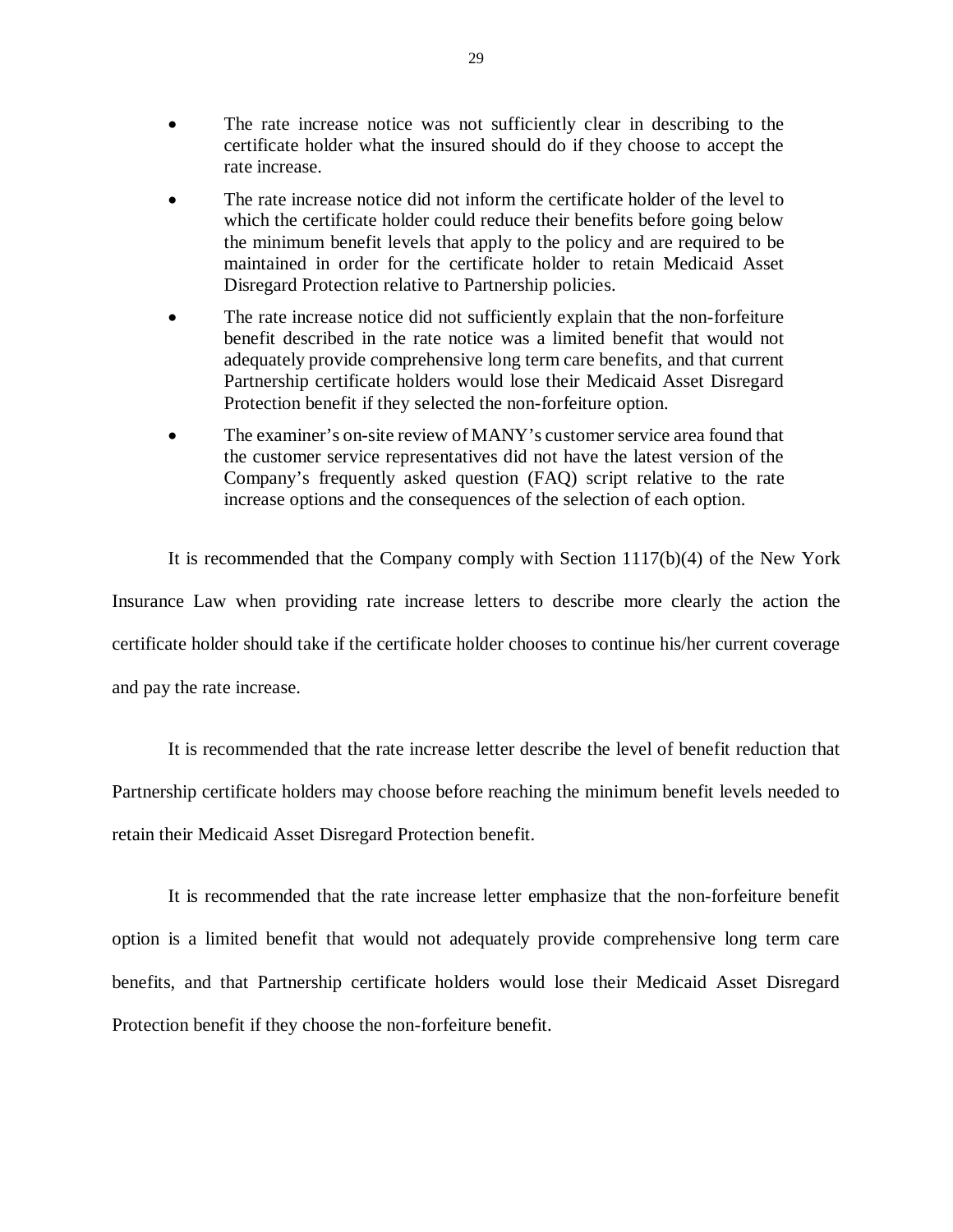- The rate increase notice was not sufficiently clear in describing to the certificate holder what the insured should do if they choose to accept the rate increase.
- The rate increase notice did not inform the certificate holder of the level to which the certificate holder could reduce their benefits before going below the minimum benefit levels that apply to the policy and are required to be maintained in order for the certificate holder to retain Medicaid Asset Disregard Protection relative to Partnership policies.
- The rate increase notice did not sufficiently explain that the non-forfeiture benefit described in the rate notice was a limited benefit that would not adequately provide comprehensive long term care benefits, and that current Partnership certificate holders would lose their Medicaid Asset Disregard Protection benefit if they selected the non-forfeiture option.
- The examiner's on-site review of MANY's customer service area found that the customer service representatives did not have the latest version of the Company's frequently asked question (FAQ) script relative to the rate increase options and the consequences of the selection of each option.

It is recommended that the Company comply with Section 1117(b)(4) of the New York Insurance Law when providing rate increase letters to describe more clearly the action the certificate holder should take if the certificate holder chooses to continue his/her current coverage and pay the rate increase.

It is recommended that the rate increase letter describe the level of benefit reduction that Partnership certificate holders may choose before reaching the minimum benefit levels needed to retain their Medicaid Asset Disregard Protection benefit.

It is recommended that the rate increase letter emphasize that the non-forfeiture benefit option is a limited benefit that would not adequately provide comprehensive long term care benefits, and that Partnership certificate holders would lose their Medicaid Asset Disregard Protection benefit if they choose the non-forfeiture benefit.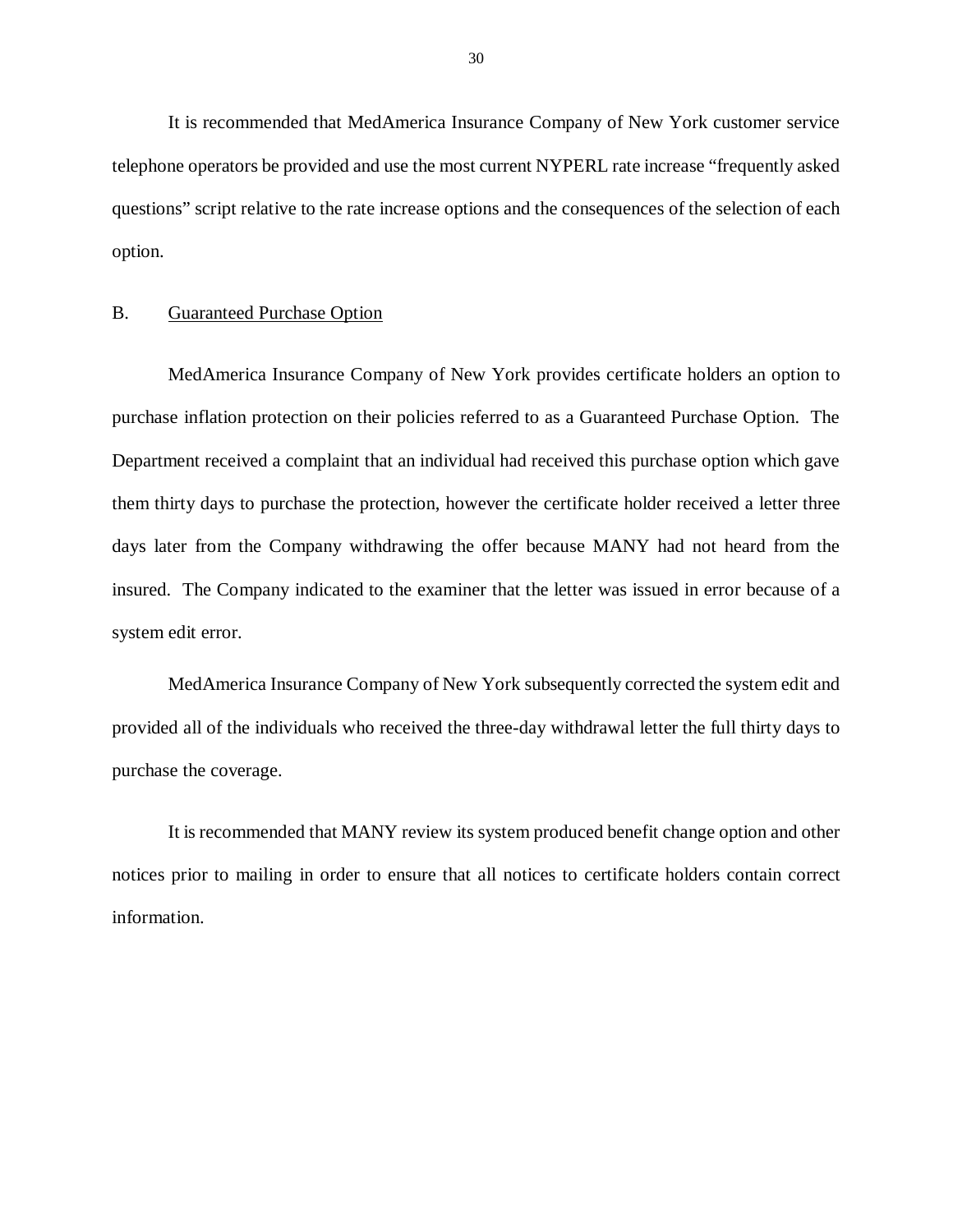It is recommended that MedAmerica Insurance Company of New York customer service telephone operators be provided and use the most current NYPERL rate increase "frequently asked questions" script relative to the rate increase options and the consequences of the selection of each option.

## B. Guaranteed Purchase Option

MedAmerica Insurance Company of New York provides certificate holders an option to purchase inflation protection on their policies referred to as a Guaranteed Purchase Option. The Department received a complaint that an individual had received this purchase option which gave them thirty days to purchase the protection, however the certificate holder received a letter three days later from the Company withdrawing the offer because MANY had not heard from the insured. The Company indicated to the examiner that the letter was issued in error because of a system edit error.

MedAmerica Insurance Company of New York subsequently corrected the system edit and provided all of the individuals who received the three-day withdrawal letter the full thirty days to purchase the coverage.

It is recommended that MANY review its system produced benefit change option and other notices prior to mailing in order to ensure that all notices to certificate holders contain correct information.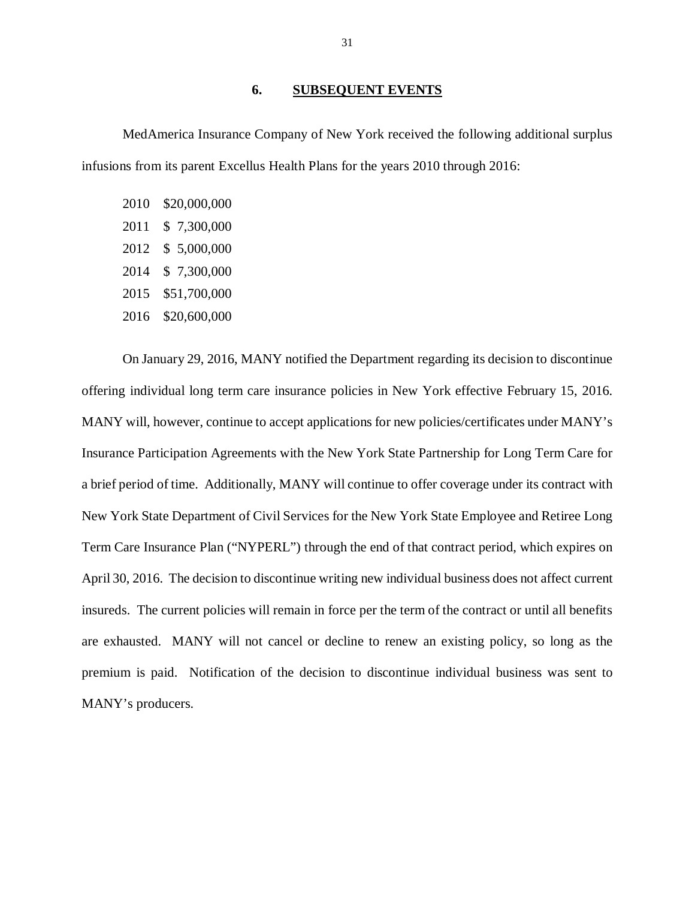## 6. SUBSEQUENT EVENTS

MedAmerica Insurance Company of New York received the following additional surplus infusions from its parent Excellus Health Plans for the years 2010 through 2016:

| Year | Amount |
|---|---|
| 2010 | $20,000,000 |
| 2011 | $ 7,300,000 |
| 2012 | $ 5,000,000 |
| 2014 | $ 7,300,000 |
| 2015 | $51,700,000 |
| 2016 | $20,600,000 |

On January 29, 2016, MANY notified the Department regarding its decision to discontinue offering individual long term care insurance policies in New York effective February 15, 2016. MANY will, however, continue to accept applications for new policies/certificates under MANY's Insurance Participation Agreements with the New York State Partnership for Long Term Care for a brief period of time. Additionally, MANY will continue to offer coverage under its contract with New York State Department of Civil Services for the New York State Employee and Retiree Long Term Care Insurance Plan ("NYPERL") through the end of that contract period, which expires on April 30, 2016. The decision to discontinue writing new individual business does not affect current insureds. The current policies will remain in force per the term of the contract or until all benefits are exhausted. MANY will not cancel or decline to renew an existing policy, so long as the premium is paid. Notification of the decision to discontinue individual business was sent to MANY's producers.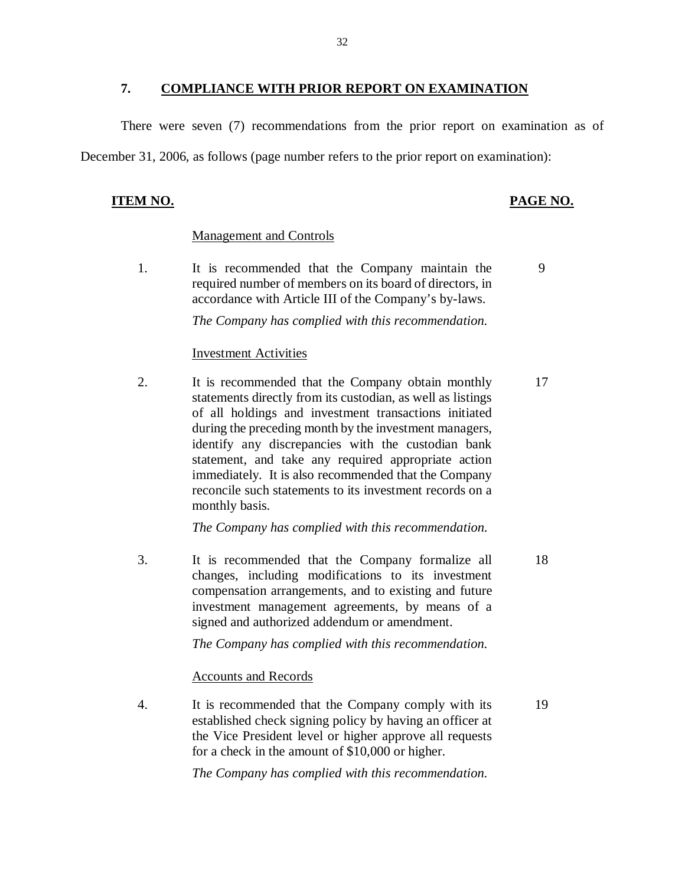## 7. COMPLIANCE WITH PRIOR REPORT ON EXAMINATION

There were seven (7) recommendations from the prior report on examination as of December 31, 2006, as follows (page number refers to the prior report on examination):

| ITEM NO. | | PAGE NO. |
|---|---|---|
| | Management and Controls | |
| 1. | It is recommended that the Company maintain the required number of members on its board of directors, in accordance with Article III of the Company's by-laws.<br><br>*The Company has complied with this recommendation.* | 9 |
| | Investment Activities | |
| 2. | It is recommended that the Company obtain monthly statements directly from its custodian, as well as listings of all holdings and investment transactions initiated during the preceding month by the investment managers, identify any discrepancies with the custodian bank statement, and take any required appropriate action immediately. It is also recommended that the Company reconcile such statements to its investment records on a monthly basis.<br><br>*The Company has complied with this recommendation.* | 17 |
| 3. | It is recommended that the Company formalize all changes, including modifications to its investment compensation arrangements, and to existing and future investment management agreements, by means of a signed and authorized addendum or amendment.<br><br>*The Company has complied with this recommendation.* | 18 |
| | Accounts and Records | |
| 4. | It is recommended that the Company comply with its established check signing policy by having an officer at the Vice President level or higher approve all requests for a check in the amount of $10,000 or higher.<br><br>*The Company has complied with this recommendation.* | 19 |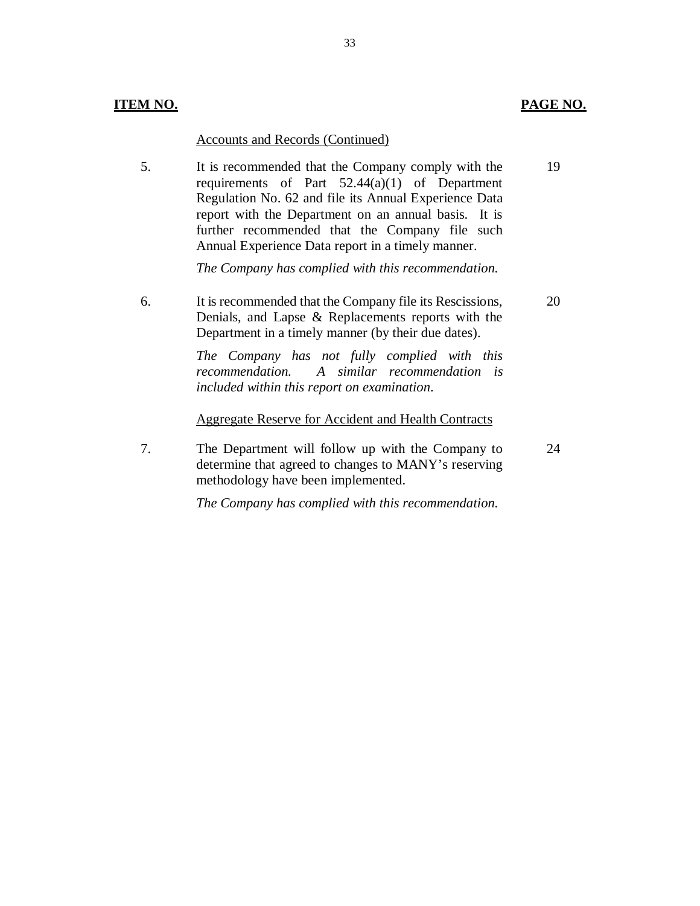| ITEM NO. | | PAGE NO. |
|---|---|---|
| | Accounts and Records (Continued) | |
| 5. | It is recommended that the Company comply with the requirements of Part 52.44(a)(1) of Department Regulation No. 62 and file its Annual Experience Data report with the Department on an annual basis. It is further recommended that the Company file such Annual Experience Data report in a timely manner.<br><br>*The Company has complied with this recommendation.* | 19 |
| 6. | It is recommended that the Company file its Rescissions, Denials, and Lapse & Replacements reports with the Department in a timely manner (by their due dates).<br><br>*The Company has not fully complied with this recommendation. A similar recommendation is included within this report on examination.* | 20 |
| | Aggregate Reserve for Accident and Health Contracts | |
| 7. | The Department will follow up with the Company to determine that agreed to changes to MANY's reserving methodology have been implemented.<br><br>*The Company has complied with this recommendation.* | 24 |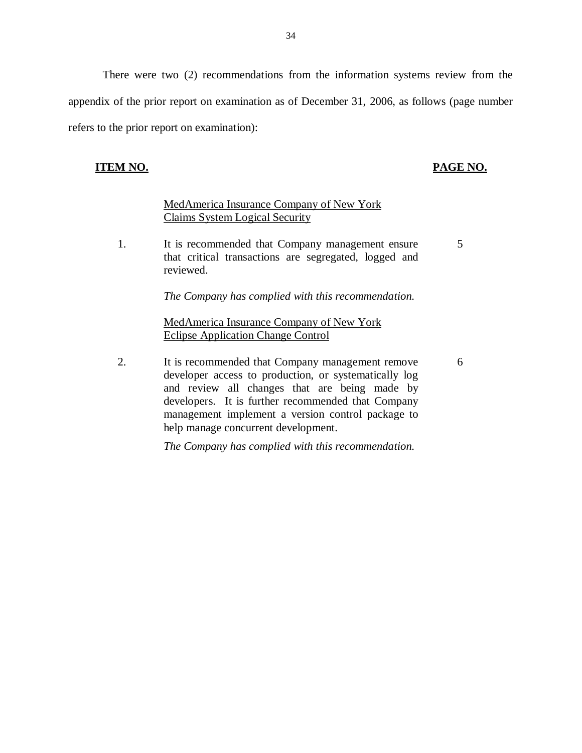There were two (2) recommendations from the information systems review from the appendix of the prior report on examination as of December 31, 2006, as follows (page number refers to the prior report on examination):

| **ITEM NO.** | | **PAGE NO.** |
|---|---|---|
| | MedAmerica Insurance Company of New York<br>Claims System Logical Security | |
| 1. | It is recommended that Company management ensure that critical transactions are segregated, logged and reviewed.<br><br>*The Company has complied with this recommendation.* | 5 |
| | MedAmerica Insurance Company of New York<br>Eclipse Application Change Control | |
| 2. | It is recommended that Company management remove developer access to production, or systematically log and review all changes that are being made by developers. It is further recommended that Company management implement a version control package to help manage concurrent development.<br><br>*The Company has complied with this recommendation.* | 6 |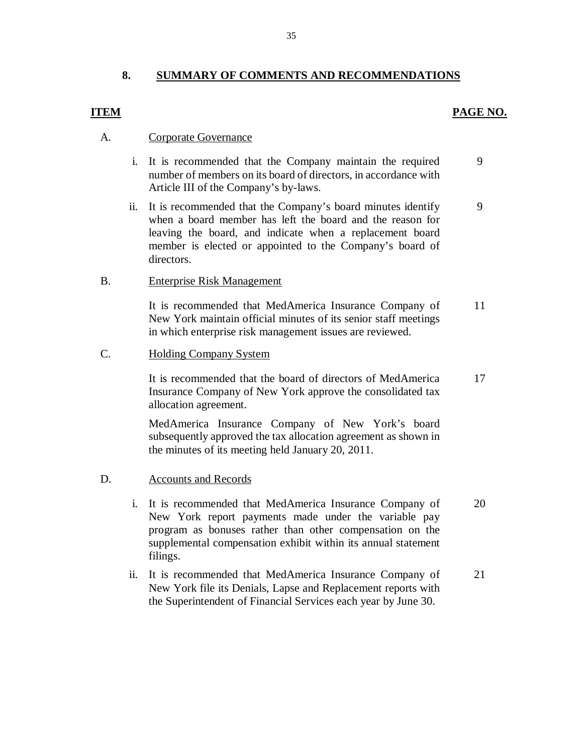## 8. SUMMARY OF COMMENTS AND RECOMMENDATIONS

| ITEM | | | PAGE NO. |
|---|---|---|---|
| A. | | Corporate Governance | |
| | i. | It is recommended that the Company maintain the required number of members on its board of directors, in accordance with Article III of the Company's by-laws. | 9 |
| | ii. | It is recommended that the Company's board minutes identify when a board member has left the board and the reason for leaving the board, and indicate when a replacement board member is elected or appointed to the Company's board of directors. | 9 |
| B. | | Enterprise Risk Management | |
| | | It is recommended that MedAmerica Insurance Company of New York maintain official minutes of its senior staff meetings in which enterprise risk management issues are reviewed. | 11 |
| C. | | Holding Company System | |
| | | It is recommended that the board of directors of MedAmerica Insurance Company of New York approve the consolidated tax allocation agreement. | 17 |
| | | MedAmerica Insurance Company of New York's board subsequently approved the tax allocation agreement as shown in the minutes of its meeting held January 20, 2011. | |
| D. | | Accounts and Records | |
| | i. | It is recommended that MedAmerica Insurance Company of New York report payments made under the variable pay program as bonuses rather than other compensation on the supplemental compensation exhibit within its annual statement filings. | 20 |
| | ii. | It is recommended that MedAmerica Insurance Company of New York file its Denials, Lapse and Replacement reports with the Superintendent of Financial Services each year by June 30. | 21 |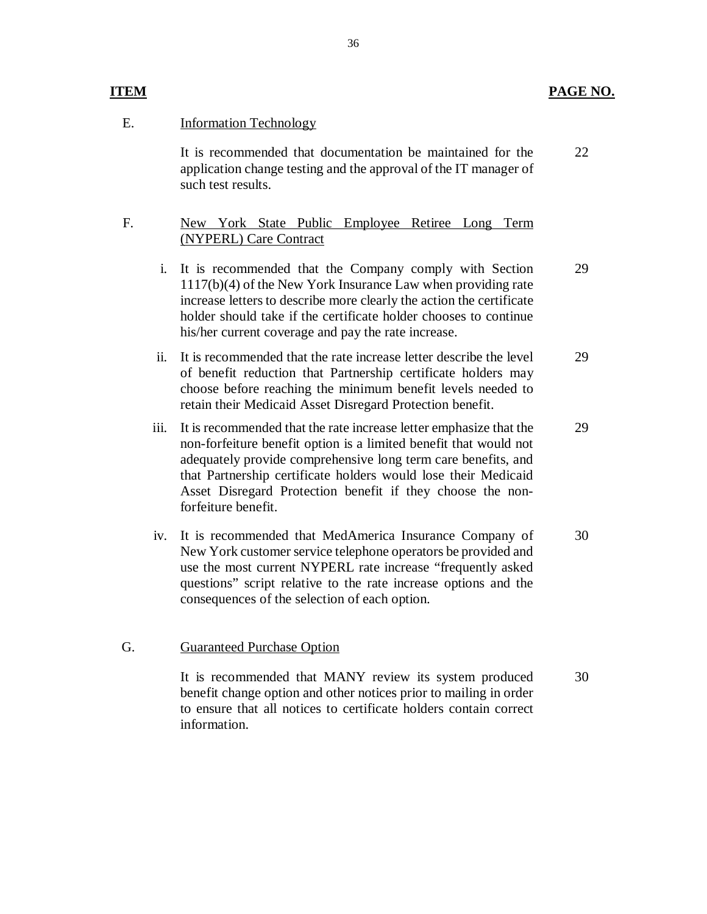| ITEM | | PAGE NO. |
|---|---|---|
| E. | Information Technology | |
| | It is recommended that documentation be maintained for the application change testing and the approval of the IT manager of such test results. | 22 |
| F. | New York State Public Employee Retiree Long Term (NYPERL) Care Contract | |
| | i. It is recommended that the Company comply with Section 1117(b)(4) of the New York Insurance Law when providing rate increase letters to describe more clearly the action the certificate holder should take if the certificate holder chooses to continue his/her current coverage and pay the rate increase. | 29 |
| | ii. It is recommended that the rate increase letter describe the level of benefit reduction that Partnership certificate holders may choose before reaching the minimum benefit levels needed to retain their Medicaid Asset Disregard Protection benefit. | 29 |
| | iii. It is recommended that the rate increase letter emphasize that the non-forfeiture benefit option is a limited benefit that would not adequately provide comprehensive long term care benefits, and that Partnership certificate holders would lose their Medicaid Asset Disregard Protection benefit if they choose the non-forfeiture benefit. | 29 |
| | iv. It is recommended that MedAmerica Insurance Company of New York customer service telephone operators be provided and use the most current NYPERL rate increase "frequently asked questions" script relative to the rate increase options and the consequences of the selection of each option. | 30 |
| G. | Guaranteed Purchase Option | |
| | It is recommended that MANY review its system produced benefit change option and other notices prior to mailing in order to ensure that all notices to certificate holders contain correct information. | 30 |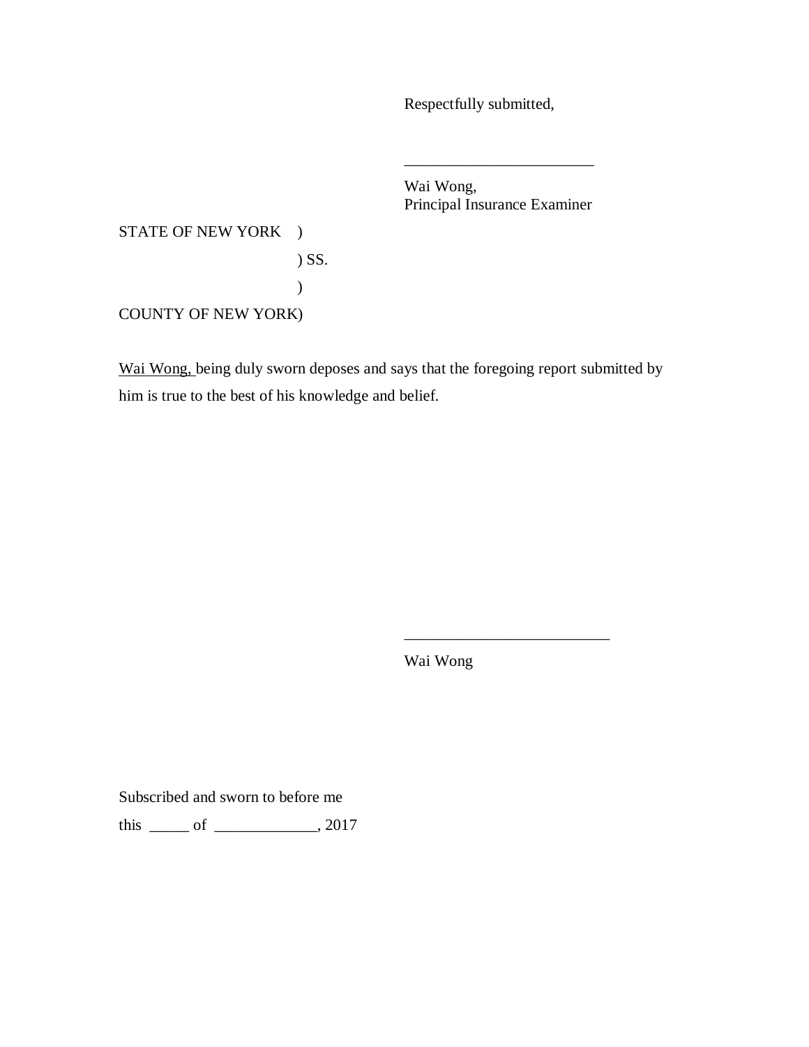Respectfully submitted,

_______________________

Wai Wong,
Principal Insurance Examiner

STATE OF NEW YORK )
) SS.
)
COUNTY OF NEW YORK)

Wai Wong, being duly sworn deposes and says that the foregoing report submitted by him is true to the best of his knowledge and belief.

_________________________

Wai Wong

Subscribed and sworn to before me

this _____ of _____________, 2017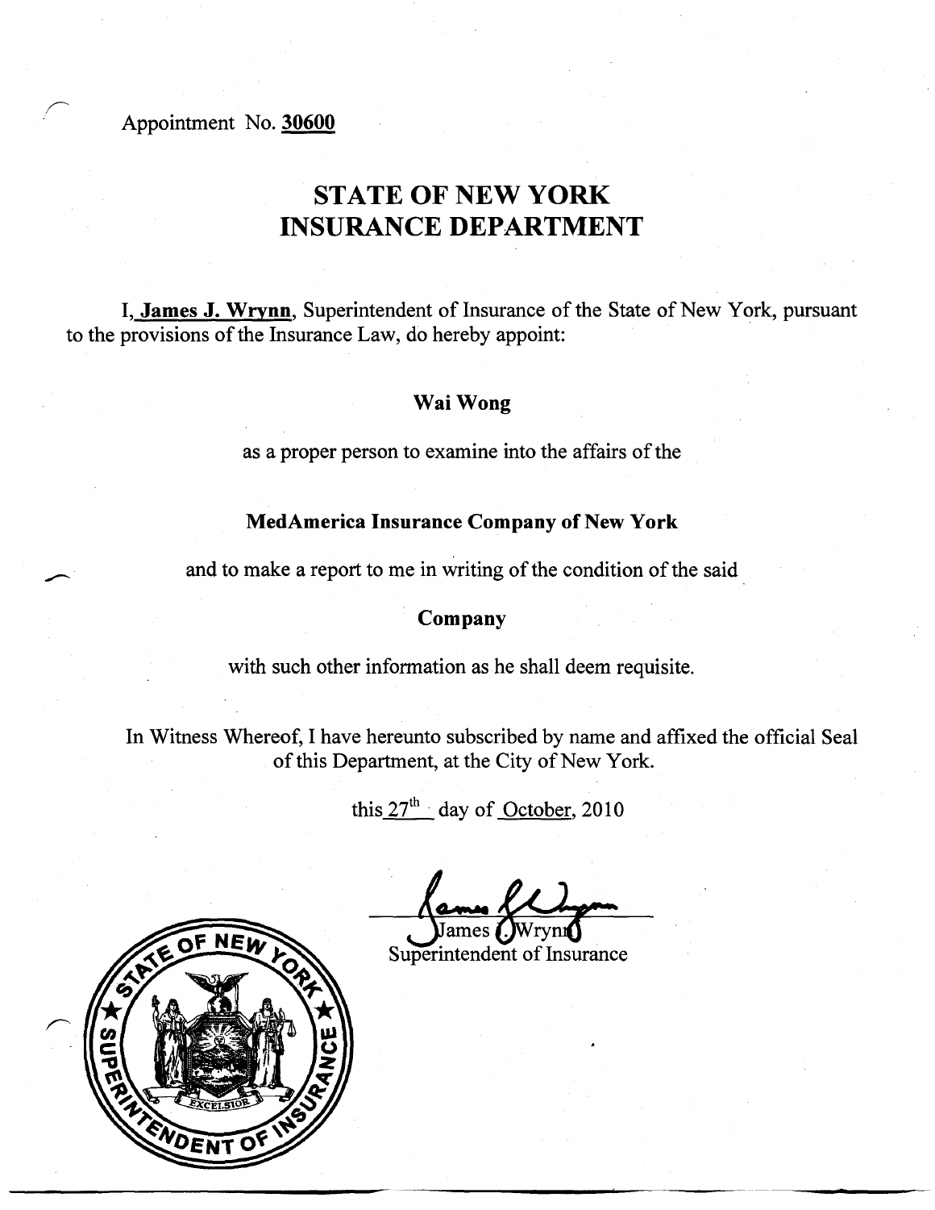Appointment No. **30600**

# STATE OF NEW YORK
# INSURANCE DEPARTMENT

I, **James J. Wrynn**, Superintendent of Insurance of the State of New York, pursuant to the provisions of the Insurance Law, do hereby appoint:

**Wai Wong**

as a proper person to examine into the affairs of the

**MedAmerica Insurance Company of New York**

and to make a report to me in writing of the condition of the said

**Company**

with such other information as he shall deem requisite.

In Witness Whereof, I have hereunto subscribed by name and affixed the official Seal of this Department, at the City of New York.

this 27th day of October, 2010

James J. Wrynn
Superintendent of Insurance

STATE OF NEW YORK SUPERINTENDENT OF INSURANCE
EXCELSIOR